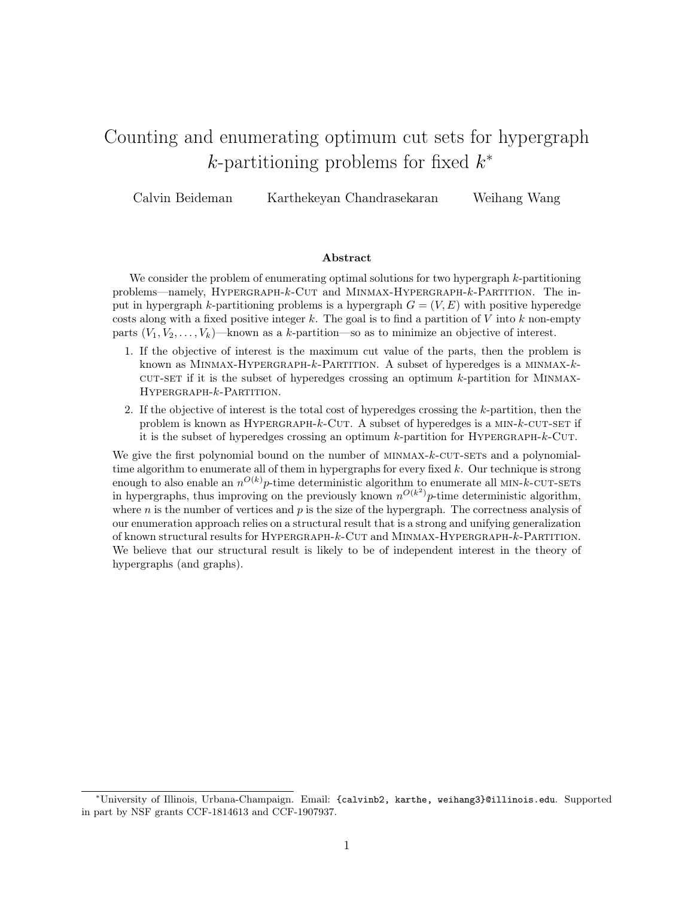# Counting and enumerating optimum cut sets for hypergraph $k$-partitioning problems for fixed $k$*

Calvin Beideman    Karthekeyan Chandrasekaran    Weihang Wang

## Abstract

We consider the problem of enumerating optimal solutions for two hypergraph $k$-partitioning problems—namely, HYPERGRAPH-$k$-CUT and MINMAX-HYPERGRAPH-$k$-PARTITION. The input in hypergraph $k$-partitioning problems is a hypergraph $G = (V, E)$ with positive hyperedge costs along with a fixed positive integer $k$. The goal is to find a partition of $V$ into $k$ non-empty parts $(V_1, V_2, \ldots, V_k)$—known as a $k$-partition—so as to minimize an objective of interest.

1. If the objective of interest is the maximum cut value of the parts, then the problem is known as MINMAX-HYPERGRAPH-$k$-PARTITION. A subset of hyperedges is a MINMAX-$k$-CUT-SET if it is the subset of hyperedges crossing an optimum $k$-partition for MINMAX-HYPERGRAPH-$k$-PARTITION.
2. If the objective of interest is the total cost of hyperedges crossing the $k$-partition, then the problem is known as HYPERGRAPH-$k$-CUT. A subset of hyperedges is a MIN-$k$-CUT-SET if it is the subset of hyperedges crossing an optimum $k$-partition for HYPERGRAPH-$k$-CUT.

We give the first polynomial bound on the number of MINMAX-$k$-CUT-SETs and a polynomial-time algorithm to enumerate all of them in hypergraphs for every fixed $k$. Our technique is strong enough to also enable an $n^{O(k)}p$-time deterministic algorithm to enumerate all MIN-$k$-CUT-SETs in hypergraphs, thus improving on the previously known $n^{O(k^2)}p$-time deterministic algorithm, where $n$ is the number of vertices and $p$ is the size of the hypergraph. The correctness analysis of our enumeration approach relies on a structural result that is a strong and unifying generalization of known structural results for HYPERGRAPH-$k$-CUT and MINMAX-HYPERGRAPH-$k$-PARTITION. We believe that our structural result is likely to be of independent interest in the theory of hypergraphs (and graphs).

*University of Illinois, Urbana-Champaign. Email: {calvinb2, karthe, weihang3}@illinois.edu. Supported in part by NSF grants CCF-1814613 and CCF-1907937.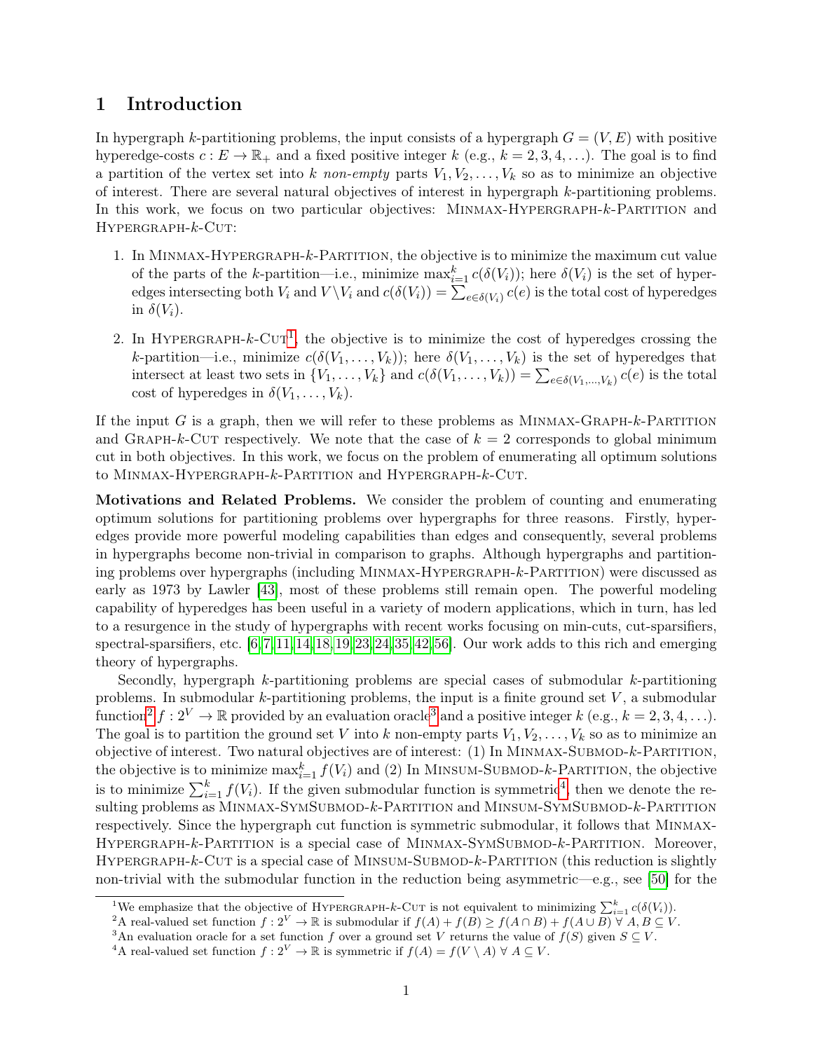# 1 Introduction

In hypergraph $k$-partitioning problems, the input consists of a hypergraph $G = (V, E)$ with positive hyperedge-costs $c : E \to \mathbb{R}_+$ and a fixed positive integer $k$ (e.g., $k = 2, 3, 4, \ldots$). The goal is to find a partition of the vertex set into $k$ *non-empty* parts $V_1, V_2, \ldots, V_k$ so as to minimize an objective of interest. There are several natural objectives of interest in hypergraph $k$-partitioning problems. In this work, we focus on two particular objectives: Minmax-Hypergraph-$k$-Partition and Hypergraph-$k$-Cut:

1. In Minmax-Hypergraph-$k$-Partition, the objective is to minimize the maximum cut value of the parts of the $k$-partition—i.e., minimize $\max_{i=1}^{k} c(\delta(V_i))$; here $\delta(V_i)$ is the set of hyperedges intersecting both $V_i$ and $V \setminus V_i$ and $c(\delta(V_i)) = \sum_{e \in \delta(V_i)} c(e)$ is the total cost of hyperedges in $\delta(V_i)$.

2. In Hypergraph-$k$-Cut[1], the objective is to minimize the cost of hyperedges crossing the $k$-partition—i.e., minimize $c(\delta(V_1, \ldots, V_k))$; here $\delta(V_1, \ldots, V_k)$ is the set of hyperedges that intersect at least two sets in $\{V_1, \ldots, V_k\}$ and $c(\delta(V_1, \ldots, V_k)) = \sum_{e \in \delta(V_1, \ldots, V_k)} c(e)$ is the total cost of hyperedges in $\delta(V_1, \ldots, V_k)$.

If the input $G$ is a graph, then we will refer to these problems as Minmax-Graph-$k$-Partition and Graph-$k$-Cut respectively. We note that the case of $k = 2$ corresponds to global minimum cut in both objectives. In this work, we focus on the problem of enumerating all optimum solutions to Minmax-Hypergraph-$k$-Partition and Hypergraph-$k$-Cut.

**Motivations and Related Problems.** We consider the problem of counting and enumerating optimum solutions for partitioning problems over hypergraphs for three reasons. Firstly, hyperedges provide more powerful modeling capabilities than edges and consequently, several problems in hypergraphs become non-trivial in comparison to graphs. Although hypergraphs and partitioning problems over hypergraphs (including Minmax-Hypergraph-$k$-Partition) were discussed as early as 1973 by Lawler [43], most of these problems still remain open. The powerful modeling capability of hyperedges has been useful in a variety of modern applications, which in turn, has led to a resurgence in the study of hypergraphs with recent works focusing on min-cuts, cut-sparsifiers, spectral-sparsifiers, etc. [6,7,11,14,18,19,23,24,35,42,56]. Our work adds to this rich and emerging theory of hypergraphs.

Secondly, hypergraph $k$-partitioning problems are special cases of submodular $k$-partitioning problems. In submodular $k$-partitioning problems, the input is a finite ground set $V$, a submodular function[2] $f : 2^V \to \mathbb{R}$ provided by an evaluation oracle[3] and a positive integer $k$ (e.g., $k = 2, 3, 4, \ldots$). The goal is to partition the ground set $V$ into $k$ non-empty parts $V_1, V_2, \ldots, V_k$ so as to minimize an objective of interest. Two natural objectives are of interest: (1) In Minmax-Submod-$k$-Partition, the objective is to minimize $\max_{i=1}^{k} f(V_i)$ and (2) In Minsum-Submod-$k$-Partition, the objective is to minimize $\sum_{i=1}^{k} f(V_i)$. If the given submodular function is symmetric[4], then we denote the resulting problems as Minmax-SymSubmod-$k$-Partition and Minsum-SymSubmod-$k$-Partition respectively. Since the hypergraph cut function is symmetric submodular, it follows that Minmax-Hypergraph-$k$-Partition is a special case of Minmax-SymSubmod-$k$-Partition. Moreover, Hypergraph-$k$-Cut is a special case of Minsum-Submod-$k$-Partition (this reduction is slightly non-trivial with the submodular function in the reduction being asymmetric—e.g., see [50] for the

[1] We emphasize that the objective of Hypergraph-$k$-Cut is not equivalent to minimizing $\sum_{i=1}^{k} c(\delta(V_i))$.

[2] A real-valued set function $f : 2^V \to \mathbb{R}$ is submodular if $f(A) + f(B) \geq f(A \cap B) + f(A \cup B) \ \forall\ A, B \subseteq V$.

[3] An evaluation oracle for a set function $f$ over a ground set $V$ returns the value of $f(S)$ given $S \subseteq V$.

[4] A real-valued set function $f : 2^V \to \mathbb{R}$ is symmetric if $f(A) = f(V \setminus A) \ \forall\ A \subseteq V$.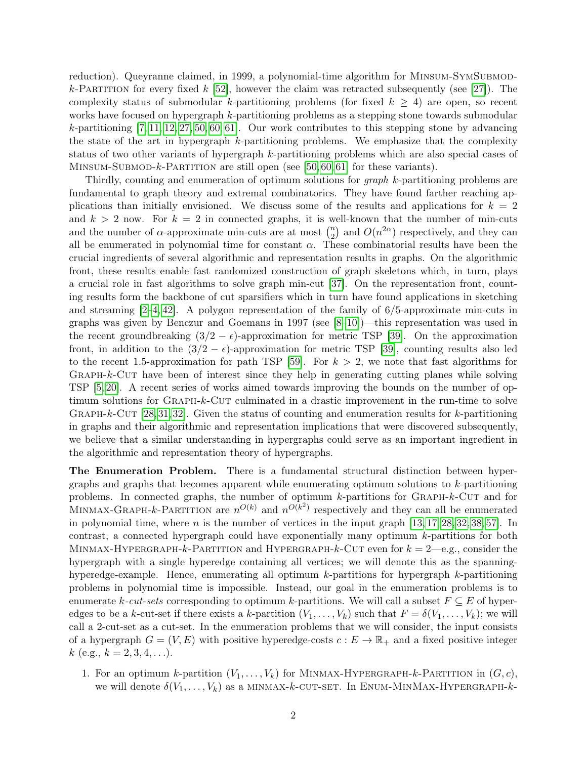reduction). Queyranne claimed, in 1999, a polynomial-time algorithm for Minsum-SymSubmod-$k$-Partition for every fixed $k$ [52], however the claim was retracted subsequently (see [27]). The complexity status of submodular $k$-partitioning problems (for fixed $k \geq 4$) are open, so recent works have focused on hypergraph $k$-partitioning problems as a stepping stone towards submodular $k$-partitioning [7, 11, 12, 27, 50, 60, 61]. Our work contributes to this stepping stone by advancing the state of the art in hypergraph $k$-partitioning problems. We emphasize that the complexity status of two other variants of hypergraph $k$-partitioning problems which are also special cases of Minsum-Submod-$k$-Partition are still open (see [50, 60, 61] for these variants).

Thirdly, counting and enumeration of optimum solutions for *graph* $k$-partitioning problems are fundamental to graph theory and extremal combinatorics. They have found farther reaching applications than initially envisioned. We discuss some of the results and applications for $k = 2$ and $k > 2$ now. For $k = 2$ in connected graphs, it is well-known that the number of min-cuts and the number of $\alpha$-approximate min-cuts are at most $\binom{n}{2}$ and $O(n^{2\alpha})$ respectively, and they can all be enumerated in polynomial time for constant $\alpha$. These combinatorial results have been the crucial ingredients of several algorithmic and representation results in graphs. On the algorithmic front, these results enable fast randomized construction of graph skeletons which, in turn, plays a crucial role in fast algorithms to solve graph min-cut [37]. On the representation front, counting results form the backbone of cut sparsifiers which in turn have found applications in sketching and streaming [2–4, 42]. A polygon representation of the family of 6/5-approximate min-cuts in graphs was given by Benczur and Goemans in 1997 (see [8–10])—this representation was used in the recent groundbreaking $(3/2 - \epsilon)$-approximation for metric TSP [39]. On the approximation front, in addition to the $(3/2 - \epsilon)$-approximation for metric TSP [39], counting results also led to the recent 1.5-approximation for path TSP [59]. For $k > 2$, we note that fast algorithms for Graph-$k$-Cut have been of interest since they help in generating cutting planes while solving TSP [5, 20]. A recent series of works aimed towards improving the bounds on the number of optimum solutions for Graph-$k$-Cut culminated in a drastic improvement in the run-time to solve Graph-$k$-Cut [28, 31, 32]. Given the status of counting and enumeration results for $k$-partitioning in graphs and their algorithmic and representation implications that were discovered subsequently, we believe that a similar understanding in hypergraphs could serve as an important ingredient in the algorithmic and representation theory of hypergraphs.

**The Enumeration Problem.** There is a fundamental structural distinction between hypergraphs and graphs that becomes apparent while enumerating optimum solutions to $k$-partitioning problems. In connected graphs, the number of optimum $k$-partitions for Graph-$k$-Cut and for Minmax-Graph-$k$-Partition are $n^{O(k)}$ and $n^{O(k^2)}$ respectively and they can all be enumerated in polynomial time, where $n$ is the number of vertices in the input graph [13, 17, 28, 32, 38, 57]. In contrast, a connected hypergraph could have exponentially many optimum $k$-partitions for both Minmax-Hypergraph-$k$-Partition and Hypergraph-$k$-Cut even for $k = 2$—e.g., consider the hypergraph with a single hyperedge containing all vertices; we will denote this as the spanning-hyperedge-example. Hence, enumerating all optimum $k$-partitions for hypergraph $k$-partitioning problems in polynomial time is impossible. Instead, our goal in the enumeration problems is to enumerate *$k$-cut-sets* corresponding to optimum $k$-partitions. We will call a subset $F \subseteq E$ of hyperedges to be a $k$-cut-set if there exists a $k$-partition $(V_1, \ldots, V_k)$ such that $F = \delta(V_1, \ldots, V_k)$; we will call a 2-cut-set as a cut-set. In the enumeration problems that we will consider, the input consists of a hypergraph $G = (V, E)$ with positive hyperedge-costs $c : E \to \mathbb{R}_+$ and a fixed positive integer $k$ (e.g., $k = 2, 3, 4, \ldots$).

1. For an optimum $k$-partition $(V_1, \ldots, V_k)$ for Minmax-Hypergraph-$k$-Partition in $(G, c)$, we will denote $\delta(V_1, \ldots, V_k)$ as a minmax-$k$-cut-set. In Enum-MinMax-Hypergraph-$k$-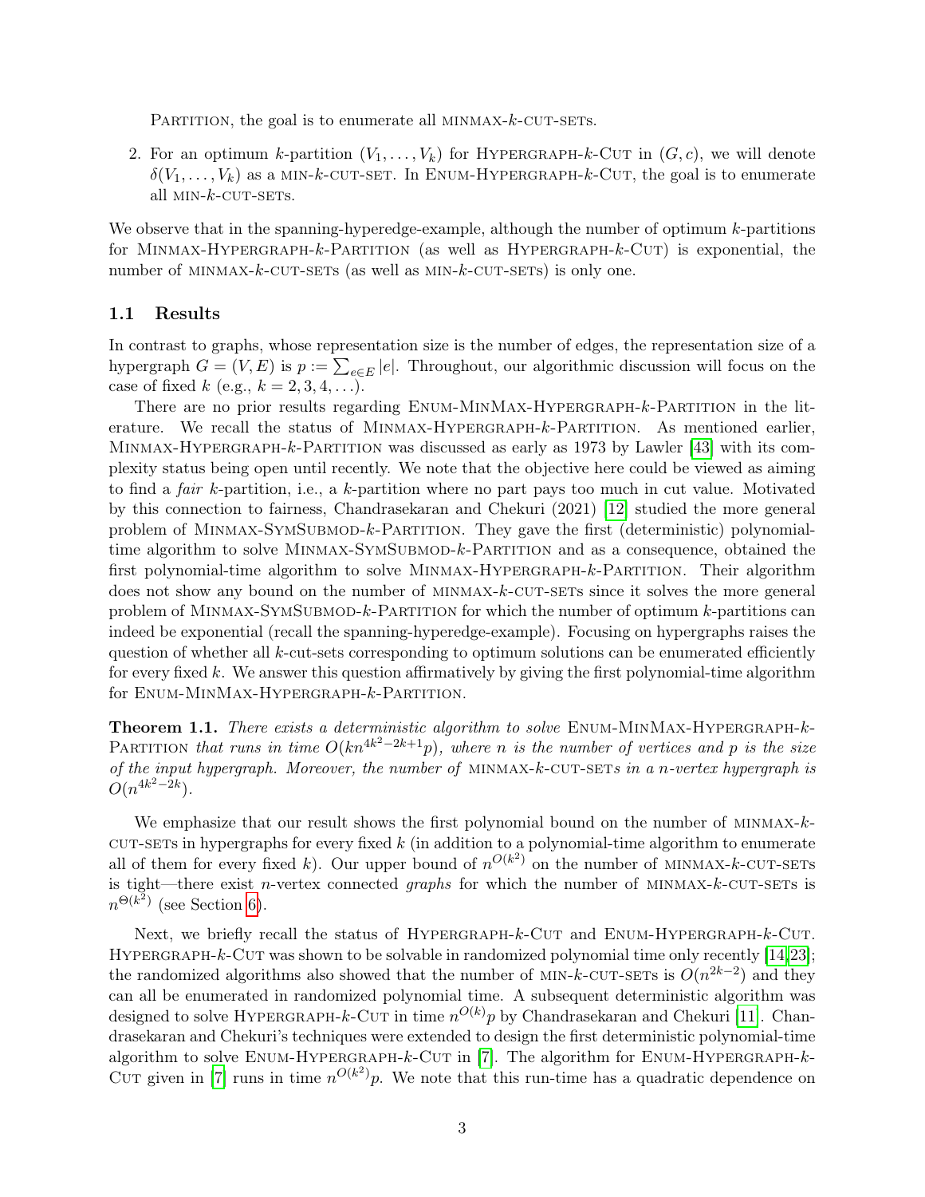PARTITION, the goal is to enumerate all MINMAX-$k$-CUT-SETS.

2. For an optimum $k$-partition $(V_1, \ldots, V_k)$ for HYPERGRAPH-$k$-CUT in $(G, c)$, we will denote $\delta(V_1, \ldots, V_k)$ as a MIN-$k$-CUT-SET. In ENUM-HYPERGRAPH-$k$-CUT, the goal is to enumerate all MIN-$k$-CUT-SETS.

We observe that in the spanning-hyperedge-example, although the number of optimum $k$-partitions for MINMAX-HYPERGRAPH-$k$-PARTITION (as well as HYPERGRAPH-$k$-CUT) is exponential, the number of MINMAX-$k$-CUT-SETS (as well as MIN-$k$-CUT-SETS) is only one.

### 1.1 Results

In contrast to graphs, whose representation size is the number of edges, the representation size of a hypergraph $G = (V, E)$ is $p := \sum_{e \in E} |e|$. Throughout, our algorithmic discussion will focus on the case of fixed $k$ (e.g., $k = 2, 3, 4, \ldots$).

There are no prior results regarding ENUM-MINMAX-HYPERGRAPH-$k$-PARTITION in the literature. We recall the status of MINMAX-HYPERGRAPH-$k$-PARTITION. As mentioned earlier, MINMAX-HYPERGRAPH-$k$-PARTITION was discussed as early as 1973 by Lawler [43] with its complexity status being open until recently. We note that the objective here could be viewed as aiming to find a *fair* $k$-partition, i.e., a $k$-partition where no part pays too much in cut value. Motivated by this connection to fairness, Chandrasekaran and Chekuri (2021) [12] studied the more general problem of MINMAX-SYMSUBMOD-$k$-PARTITION. They gave the first (deterministic) polynomial-time algorithm to solve MINMAX-SYMSUBMOD-$k$-PARTITION and as a consequence, obtained the first polynomial-time algorithm to solve MINMAX-HYPERGRAPH-$k$-PARTITION. Their algorithm does not show any bound on the number of MINMAX-$k$-CUT-SETS since it solves the more general problem of MINMAX-SYMSUBMOD-$k$-PARTITION for which the number of optimum $k$-partitions can indeed be exponential (recall the spanning-hyperedge-example). Focusing on hypergraphs raises the question of whether all $k$-cut-sets corresponding to optimum solutions can be enumerated efficiently for every fixed $k$. We answer this question affirmatively by giving the first polynomial-time algorithm for ENUM-MINMAX-HYPERGRAPH-$k$-PARTITION.

**Theorem 1.1.** *There exists a deterministic algorithm to solve* ENUM-MINMAX-HYPERGRAPH-$k$-PARTITION *that runs in time $O(kn^{4k^2-2k+1}p)$, where $n$ is the number of vertices and $p$ is the size of the input hypergraph. Moreover, the number of* MINMAX-$k$-CUT-SET*s in a $n$-vertex hypergraph is $O(n^{4k^2-2k})$.*

We emphasize that our result shows the first polynomial bound on the number of MINMAX-$k$-CUT-SETS in hypergraphs for every fixed $k$ (in addition to a polynomial-time algorithm to enumerate all of them for every fixed $k$). Our upper bound of $n^{O(k^2)}$ on the number of MINMAX-$k$-CUT-SETS is tight—there exist $n$-vertex connected *graphs* for which the number of MINMAX-$k$-CUT-SETS is $n^{\Theta(k^2)}$ (see Section 6).

Next, we briefly recall the status of HYPERGRAPH-$k$-CUT and ENUM-HYPERGRAPH-$k$-CUT. HYPERGRAPH-$k$-CUT was shown to be solvable in randomized polynomial time only recently [14,23]; the randomized algorithms also showed that the number of MIN-$k$-CUT-SETS is $O(n^{2k-2})$ and they can all be enumerated in randomized polynomial time. A subsequent deterministic algorithm was designed to solve HYPERGRAPH-$k$-CUT in time $n^{O(k)}p$ by Chandrasekaran and Chekuri [11]. Chandrasekaran and Chekuri's techniques were extended to design the first deterministic polynomial-time algorithm to solve ENUM-HYPERGRAPH-$k$-CUT in [7]. The algorithm for ENUM-HYPERGRAPH-$k$-CUT given in [7] runs in time $n^{O(k^2)}p$. We note that this run-time has a quadratic dependence on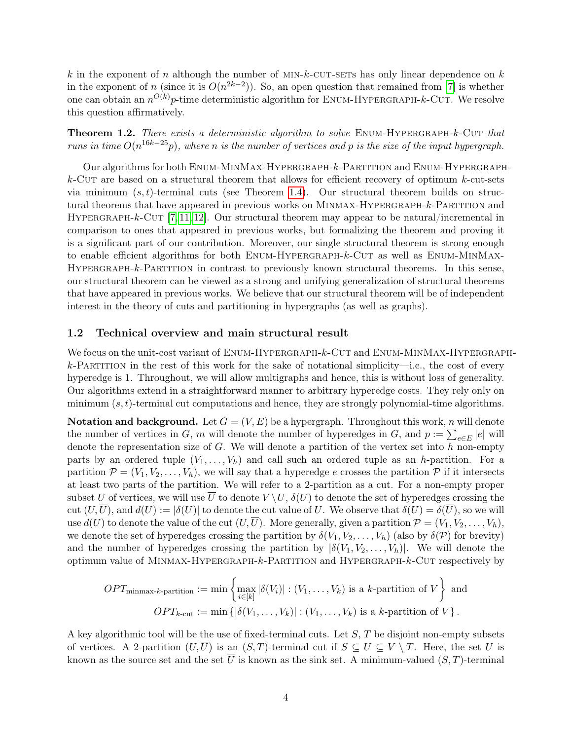$k$ in the exponent of $n$ although the number of MIN-$k$-CUT-SETs has only linear dependence on $k$ in the exponent of $n$ (since it is $O(n^{2k-2})$). So, an open question that remained from [7] is whether one can obtain an $n^{O(k)}p$-time deterministic algorithm for ENUM-HYPERGRAPH-$k$-CUT. We resolve this question affirmatively.

**Theorem 1.2.** *There exists a deterministic algorithm to solve* ENUM-HYPERGRAPH-$k$-CUT *that runs in time* $O(n^{16k-25}p)$*, where* $n$ *is the number of vertices and* $p$ *is the size of the input hypergraph.*

Our algorithms for both ENUM-MINMAX-HYPERGRAPH-$k$-PARTITION and ENUM-HYPERGRAPH-$k$-CUT are based on a structural theorem that allows for efficient recovery of optimum $k$-cut-sets via minimum $(s,t)$-terminal cuts (see Theorem 1.4). Our structural theorem builds on structural theorems that have appeared in previous works on MINMAX-HYPERGRAPH-$k$-PARTITION and HYPERGRAPH-$k$-CUT [7,11,12]. Our structural theorem may appear to be natural/incremental in comparison to ones that appeared in previous works, but formalizing the theorem and proving it is a significant part of our contribution. Moreover, our single structural theorem is strong enough to enable efficient algorithms for both ENUM-HYPERGRAPH-$k$-CUT as well as ENUM-MINMAX-HYPERGRAPH-$k$-PARTITION in contrast to previously known structural theorems. In this sense, our structural theorem can be viewed as a strong and unifying generalization of structural theorems that have appeared in previous works. We believe that our structural theorem will be of independent interest in the theory of cuts and partitioning in hypergraphs (as well as graphs).

## 1.2 Technical overview and main structural result

We focus on the unit-cost variant of ENUM-HYPERGRAPH-$k$-CUT and ENUM-MINMAX-HYPERGRAPH-$k$-PARTITION in the rest of this work for the sake of notational simplicity—i.e., the cost of every hyperedge is 1. Throughout, we will allow multigraphs and hence, this is without loss of generality. Our algorithms extend in a straightforward manner to arbitrary hyperedge costs. They rely only on minimum $(s,t)$-terminal cut computations and hence, they are strongly polynomial-time algorithms.

**Notation and background.** Let $G=(V,E)$ be a hypergraph. Throughout this work, $n$ will denote the number of vertices in $G$, $m$ will denote the number of hyperedges in $G$, and $p := \sum_{e\in E}|e|$ will denote the representation size of $G$. We will denote a partition of the vertex set into $h$ non-empty parts by an ordered tuple $(V_1,\ldots,V_h)$ and call such an ordered tuple as an $h$-partition. For a partition $\mathcal{P}=(V_1,V_2,\ldots,V_h)$, we will say that a hyperedge $e$ crosses the partition $\mathcal{P}$ if it intersects at least two parts of the partition. We will refer to a 2-partition as a cut. For a non-empty proper subset $U$ of vertices, we will use $\overline{U}$ to denote $V\setminus U$, $\delta(U)$ to denote the set of hyperedges crossing the cut $(U,\overline{U})$, and $d(U) := |\delta(U)|$ to denote the cut value of $U$. We observe that $\delta(U)=\delta(\overline{U})$, so we will use $d(U)$ to denote the value of the cut $(U,\overline{U})$. More generally, given a partition $\mathcal{P}=(V_1,V_2,\ldots,V_h)$, we denote the set of hyperedges crossing the partition by $\delta(V_1,V_2,\ldots,V_h)$ (also by $\delta(\mathcal{P})$ for brevity) and the number of hyperedges crossing the partition by $|\delta(V_1,V_2,\ldots,V_h)|$. We will denote the optimum value of MINMAX-HYPERGRAPH-$k$-PARTITION and HYPERGRAPH-$k$-CUT respectively by

$$OPT_{\text{minmax-}k\text{-partition}} := \min\left\{\max_{i\in[k]}|\delta(V_i)| : (V_1,\ldots,V_k) \text{ is a } k\text{-partition of } V\right\} \text{ and}$$
$$OPT_{k\text{-cut}} := \min\left\{|\delta(V_1,\ldots,V_k)| : (V_1,\ldots,V_k) \text{ is a } k\text{-partition of } V\right\}.$$

A key algorithmic tool will be the use of fixed-terminal cuts. Let $S$, $T$ be disjoint non-empty subsets of vertices. A 2-partition $(U,\overline{U})$ is an $(S,T)$-terminal cut if $S\subseteq U\subseteq V\setminus T$. Here, the set $U$ is known as the source set and the set $\overline{U}$ is known as the sink set. A minimum-valued $(S,T)$-terminal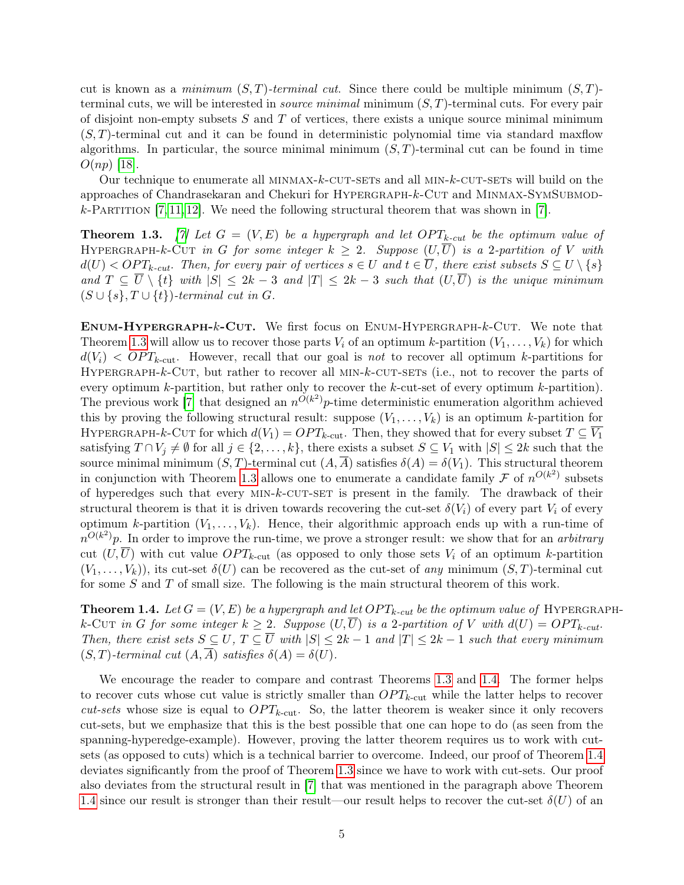cut is known as a *minimum $(S,T)$-terminal cut*. Since there could be multiple minimum $(S,T)$-terminal cuts, we will be interested in *source minimal* minimum $(S,T)$-terminal cuts. For every pair of disjoint non-empty subsets $S$ and $T$ of vertices, there exists a unique source minimal minimum $(S,T)$-terminal cut and it can be found in deterministic polynomial time via standard maxflow algorithms. In particular, the source minimal minimum $(S,T)$-terminal cut can be found in time $O(np)$ [18].

Our technique to enumerate all MINMAX-$k$-CUT-SETs and all MIN-$k$-CUT-SETs will build on the approaches of Chandrasekaran and Chekuri for HYPERGRAPH-$k$-CUT and MINMAX-SYMSUBMOD-$k$-PARTITION [7, 11, 12]. We need the following structural theorem that was shown in [7].

**Theorem 1.3.** *[7] Let $G=(V,E)$ be a hypergraph and let $OPT_{k\text{-}cut}$ be the optimum value of* HYPERGRAPH-$k$-CUT *in $G$ for some integer $k \geq 2$. Suppose $(U, \overline{U})$ is a 2-partition of $V$ with $d(U) < OPT_{k\text{-}cut}$. Then, for every pair of vertices $s \in U$ and $t \in \overline{U}$, there exist subsets $S \subseteq U \setminus \{s\}$ and $T \subseteq \overline{U} \setminus \{t\}$ with $|S| \leq 2k-3$ and $|T| \leq 2k-3$ such that $(U, \overline{U})$ is the unique minimum $(S \cup \{s\}, T \cup \{t\})$-terminal cut in $G$.*

**ENUM-HYPERGRAPH-$k$-CUT.** We first focus on ENUM-HYPERGRAPH-$k$-CUT. We note that Theorem 1.3 will allow us to recover those parts $V_i$ of an optimum $k$-partition $(V_1, \ldots, V_k)$ for which $d(V_i) < OPT_{k\text{-cut}}$. However, recall that our goal is *not* to recover all optimum $k$-partitions for HYPERGRAPH-$k$-CUT, but rather to recover all MIN-$k$-CUT-SETs (i.e., not to recover the parts of every optimum $k$-partition, but rather only to recover the $k$-cut-set of every optimum $k$-partition). The previous work [7] that designed an $n^{O(k^2)}p$-time deterministic enumeration algorithm achieved this by proving the following structural result: suppose $(V_1, \ldots, V_k)$ is an optimum $k$-partition for HYPERGRAPH-$k$-CUT for which $d(V_1) = OPT_{k\text{-cut}}$. Then, they showed that for every subset $T \subseteq \overline{V_1}$ satisfying $T \cap V_j \neq \emptyset$ for all $j \in \{2, \ldots, k\}$, there exists a subset $S \subseteq V_1$ with $|S| \leq 2k$ such that the source minimal minimum $(S,T)$-terminal cut $(A, \overline{A})$ satisfies $\delta(A) = \delta(V_1)$. This structural theorem in conjunction with Theorem 1.3 allows one to enumerate a candidate family $\mathcal{F}$ of $n^{O(k^2)}$ subsets of hyperedges such that every MIN-$k$-CUT-SET is present in the family. The drawback of their structural theorem is that it is driven towards recovering the cut-set $\delta(V_i)$ of every part $V_i$ of every optimum $k$-partition $(V_1, \ldots, V_k)$. Hence, their algorithmic approach ends up with a run-time of $n^{O(k^2)}p$. In order to improve the run-time, we prove a stronger result: we show that for an *arbitrary* cut $(U, \overline{U})$ with cut value $OPT_{k\text{-cut}}$ (as opposed to only those sets $V_i$ of an optimum $k$-partition $(V_1, \ldots, V_k)$), its cut-set $\delta(U)$ can be recovered as the cut-set of *any* minimum $(S,T)$-terminal cut for some $S$ and $T$ of small size. The following is the main structural theorem of this work.

**Theorem 1.4.** *Let $G=(V,E)$ be a hypergraph and let $OPT_{k\text{-}cut}$ be the optimum value of* HYPERGRAPH-$k$-CUT *in $G$ for some integer $k \geq 2$. Suppose $(U, \overline{U})$ is a 2-partition of $V$ with $d(U) = OPT_{k\text{-}cut}$. Then, there exist sets $S \subseteq U$, $T \subseteq \overline{U}$ with $|S| \leq 2k-1$ and $|T| \leq 2k-1$ such that every minimum $(S,T)$-terminal cut $(A, \overline{A})$ satisfies $\delta(A) = \delta(U)$.*

We encourage the reader to compare and contrast Theorems 1.3 and 1.4. The former helps to recover cuts whose cut value is strictly smaller than $OPT_{k\text{-cut}}$ while the latter helps to recover *cut-sets* whose size is equal to $OPT_{k\text{-cut}}$. So, the latter theorem is weaker since it only recovers cut-sets, but we emphasize that this is the best possible that one can hope to do (as seen from the spanning-hyperedge-example). However, proving the latter theorem requires us to work with cut-sets (as opposed to cuts) which is a technical barrier to overcome. Indeed, our proof of Theorem 1.4 deviates significantly from the proof of Theorem 1.3 since we have to work with cut-sets. Our proof also deviates from the structural result in [7] that was mentioned in the paragraph above Theorem 1.4 since our result is stronger than their result—our result helps to recover the cut-set $\delta(U)$ of an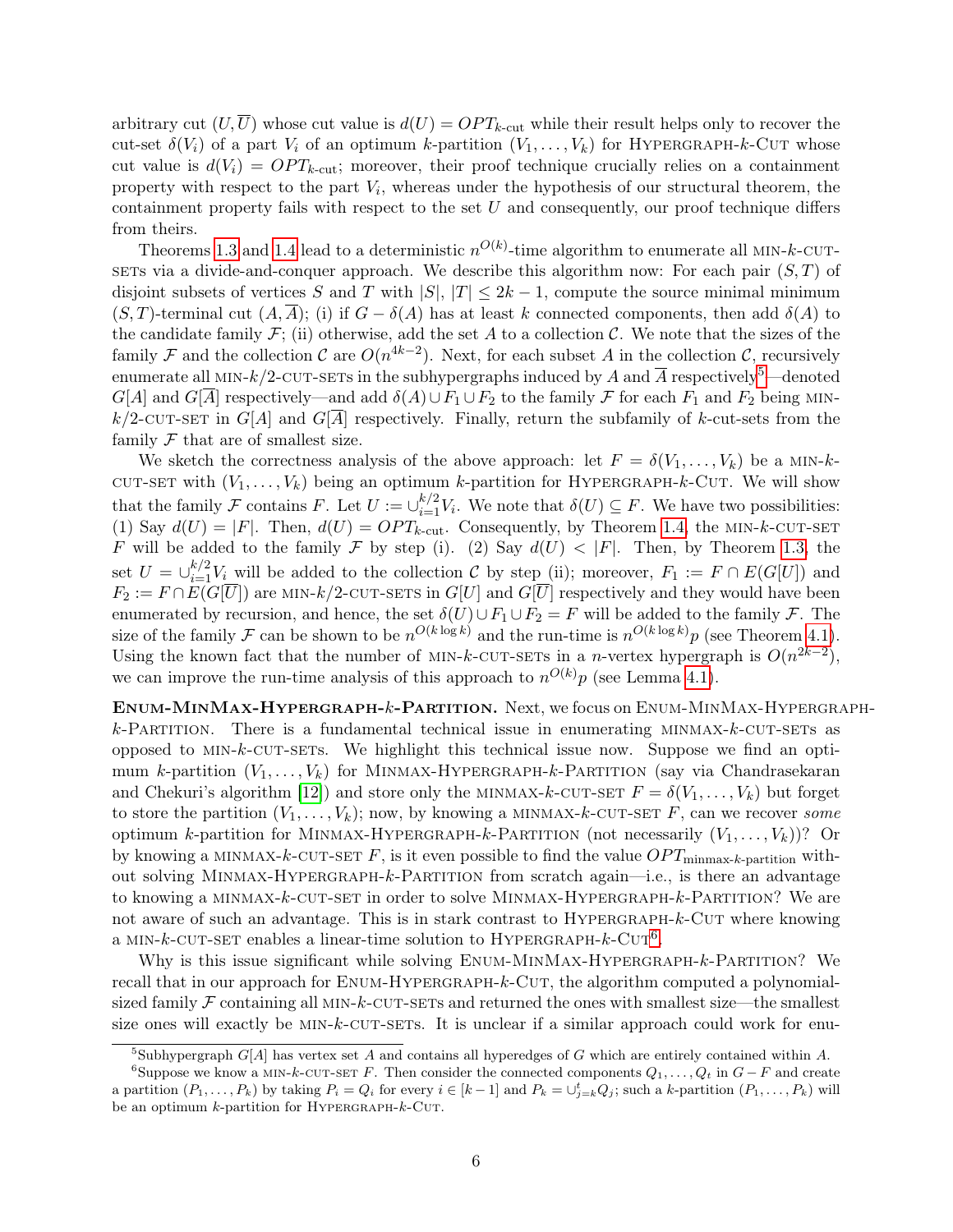arbitrary cut $(U, \overline{U})$ whose cut value is $d(U) = OPT_{k\text{-cut}}$ while their result helps only to recover the cut-set $\delta(V_i)$ of a part $V_i$ of an optimum $k$-partition $(V_1, \ldots, V_k)$ for HYPERGRAPH-$k$-CUT whose cut value is $d(V_i) = OPT_{k\text{-cut}}$; moreover, their proof technique crucially relies on a containment property with respect to the part $V_i$, whereas under the hypothesis of our structural theorem, the containment property fails with respect to the set $U$ and consequently, our proof technique differs from theirs.

Theorems 1.3 and 1.4 lead to a deterministic $n^{O(k)}$-time algorithm to enumerate all MIN-$k$-CUT-SETs via a divide-and-conquer approach. We describe this algorithm now: For each pair $(S, T)$ of disjoint subsets of vertices $S$ and $T$ with $|S|, |T| \le 2k-1$, compute the source minimal minimum $(S, T)$-terminal cut $(A, \overline{A})$; (i) if $G - \delta(A)$ has at least $k$ connected components, then add $\delta(A)$ to the candidate family $\mathcal{F}$; (ii) otherwise, add the set $A$ to a collection $\mathcal{C}$. We note that the sizes of the family $\mathcal{F}$ and the collection $\mathcal{C}$ are $O(n^{4k-2})$. Next, for each subset $A$ in the collection $\mathcal{C}$, recursively enumerate all MIN-$k/2$-CUT-SETs in the subhypergraphs induced by $A$ and $\overline{A}$ respectively[5]—denoted $G[A]$ and $G[\overline{A}]$ respectively—and add $\delta(A) \cup F_1 \cup F_2$ to the family $\mathcal{F}$ for each $F_1$ and $F_2$ being MIN-$k/2$-CUT-SET in $G[A]$ and $G[\overline{A}]$ respectively. Finally, return the subfamily of $k$-cut-sets from the family $\mathcal{F}$ that are of smallest size.

We sketch the correctness analysis of the above approach: let $F = \delta(V_1, \ldots, V_k)$ be a MIN-$k$-CUT-SET with $(V_1, \ldots, V_k)$ being an optimum $k$-partition for HYPERGRAPH-$k$-CUT. We will show that the family $\mathcal{F}$ contains $F$. Let $U := \cup_{i=1}^{k/2} V_i$. We note that $\delta(U) \subseteq F$. We have two possibilities: (1) Say $d(U) = |F|$. Then, $d(U) = OPT_{k\text{-cut}}$. Consequently, by Theorem 1.4, the MIN-$k$-CUT-SET $F$ will be added to the family $\mathcal{F}$ by step (i). (2) Say $d(U) < |F|$. Then, by Theorem 1.3, the set $U = \cup_{i=1}^{k/2} V_i$ will be added to the collection $\mathcal{C}$ by step (ii); moreover, $F_1 := F \cap E(G[U])$ and $F_2 := F \cap E(G[\overline{U}])$ are MIN-$k/2$-CUT-SETs in $G[U]$ and $G[\overline{U}]$ respectively and they would have been enumerated by recursion, and hence, the set $\delta(U) \cup F_1 \cup F_2 = F$ will be added to the family $\mathcal{F}$. The size of the family $\mathcal{F}$ can be shown to be $n^{O(k \log k)}$ and the run-time is $n^{O(k \log k)} p$ (see Theorem 4.1). Using the known fact that the number of MIN-$k$-CUT-SETs in a $n$-vertex hypergraph is $O(n^{2k-2})$, we can improve the run-time analysis of this approach to $n^{O(k)} p$ (see Lemma 4.1).

**ENUM-MINMAX-HYPERGRAPH-$k$-PARTITION.** Next, we focus on ENUM-MINMAX-HYPERGRAPH-$k$-PARTITION. There is a fundamental technical issue in enumerating MINMAX-$k$-CUT-SETs as opposed to MIN-$k$-CUT-SETs. We highlight this technical issue now. Suppose we find an optimum $k$-partition $(V_1, \ldots, V_k)$ for MINMAX-HYPERGRAPH-$k$-PARTITION (say via Chandrasekaran and Chekuri's algorithm [12]) and store only the MINMAX-$k$-CUT-SET $F = \delta(V_1, \ldots, V_k)$ but forget to store the partition $(V_1, \ldots, V_k)$; now, by knowing a MINMAX-$k$-CUT-SET $F$, can we recover *some* optimum $k$-partition for MINMAX-HYPERGRAPH-$k$-PARTITION (not necessarily $(V_1, \ldots, V_k)$)? Or by knowing a MINMAX-$k$-CUT-SET $F$, is it even possible to find the value $OPT_{\text{minmax-}k\text{-partition}}$ without solving MINMAX-HYPERGRAPH-$k$-PARTITION from scratch again—i.e., is there an advantage to knowing a MINMAX-$k$-CUT-SET in order to solve MINMAX-HYPERGRAPH-$k$-PARTITION? We are not aware of such an advantage. This is in stark contrast to HYPERGRAPH-$k$-CUT where knowing a MIN-$k$-CUT-SET enables a linear-time solution to HYPERGRAPH-$k$-CUT[6].

Why is this issue significant while solving ENUM-MINMAX-HYPERGRAPH-$k$-PARTITION? We recall that in our approach for ENUM-HYPERGRAPH-$k$-CUT, the algorithm computed a polynomial-sized family $\mathcal{F}$ containing all MIN-$k$-CUT-SETs and returned the ones with smallest size—the smallest size ones will exactly be MIN-$k$-CUT-SETs. It is unclear if a similar approach could work for enu-

---

[5] Subhypergraph $G[A]$ has vertex set $A$ and contains all hyperedges of $G$ which are entirely contained within $A$.

[6] Suppose we know a MIN-$k$-CUT-SET $F$. Then consider the connected components $Q_1, \ldots, Q_t$ in $G - F$ and create a partition $(P_1, \ldots, P_k)$ by taking $P_i = Q_i$ for every $i \in [k-1]$ and $P_k = \cup_{j=k}^{t} Q_j$; such a $k$-partition $(P_1, \ldots, P_k)$ will be an optimum $k$-partition for HYPERGRAPH-$k$-CUT.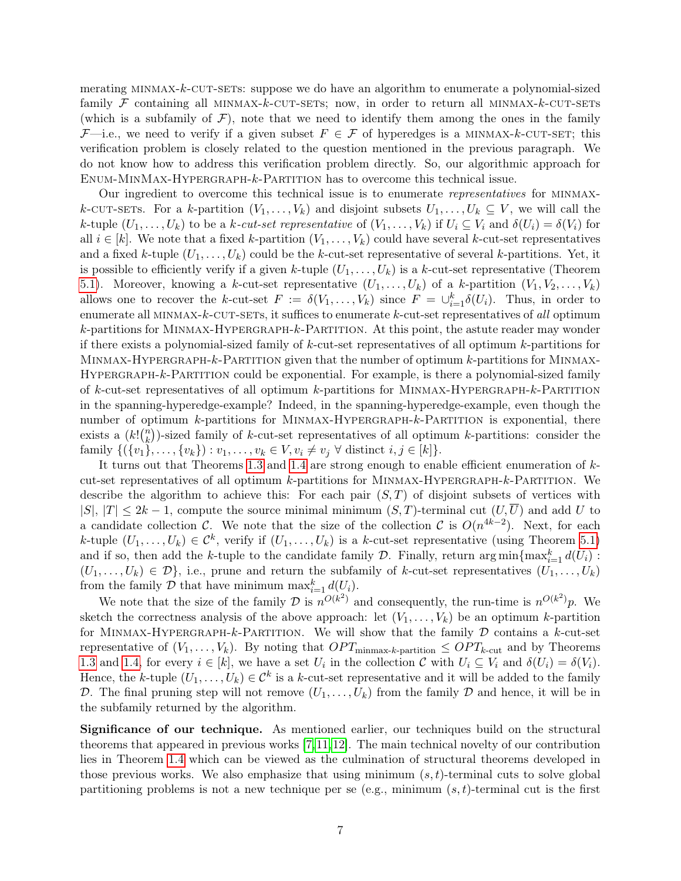merating MINMAX-$k$-CUT-SETs: suppose we do have an algorithm to enumerate a polynomial-sized family $\mathcal{F}$ containing all MINMAX-$k$-CUT-SETs; now, in order to return all MINMAX-$k$-CUT-SETs (which is a subfamily of $\mathcal{F}$), note that we need to identify them among the ones in the family $\mathcal{F}$—i.e., we need to verify if a given subset $F \in \mathcal{F}$ of hyperedges is a MINMAX-$k$-CUT-SET; this verification problem is closely related to the question mentioned in the previous paragraph. We do not know how to address this verification problem directly. So, our algorithmic approach for ENUM-MINMAX-HYPERGRAPH-$k$-PARTITION has to overcome this technical issue.

Our ingredient to overcome this technical issue is to enumerate *representatives* for MINMAX-$k$-CUT-SETs. For a $k$-partition $(V_1, \ldots, V_k)$ and disjoint subsets $U_1, \ldots, U_k \subseteq V$, we will call the $k$-tuple $(U_1, \ldots, U_k)$ to be a *$k$-cut-set representative* of $(V_1, \ldots, V_k)$ if $U_i \subseteq V_i$ and $\delta(U_i) = \delta(V_i)$ for all $i \in [k]$. We note that a fixed $k$-partition $(V_1, \ldots, V_k)$ could have several $k$-cut-set representatives and a fixed $k$-tuple $(U_1, \ldots, U_k)$ could be the $k$-cut-set representative of several $k$-partitions. Yet, it is possible to efficiently verify if a given $k$-tuple $(U_1, \ldots, U_k)$ is a $k$-cut-set representative (Theorem 5.1). Moreover, knowing a $k$-cut-set representative $(U_1, \ldots, U_k)$ of a $k$-partition $(V_1, V_2, \ldots, V_k)$ allows one to recover the $k$-cut-set $F := \delta(V_1, \ldots, V_k)$ since $F = \cup_{i=1}^k \delta(U_i)$. Thus, in order to enumerate all MINMAX-$k$-CUT-SETs, it suffices to enumerate $k$-cut-set representatives of *all* optimum $k$-partitions for MINMAX-HYPERGRAPH-$k$-PARTITION. At this point, the astute reader may wonder if there exists a polynomial-sized family of $k$-cut-set representatives of all optimum $k$-partitions for MINMAX-HYPERGRAPH-$k$-PARTITION given that the number of optimum $k$-partitions for MINMAX-HYPERGRAPH-$k$-PARTITION could be exponential. For example, is there a polynomial-sized family of $k$-cut-set representatives of all optimum $k$-partitions for MINMAX-HYPERGRAPH-$k$-PARTITION in the spanning-hyperedge-example? Indeed, in the spanning-hyperedge-example, even though the number of optimum $k$-partitions for MINMAX-HYPERGRAPH-$k$-PARTITION is exponential, there exists a $(k!\binom{n}{k})$-sized family of $k$-cut-set representatives of all optimum $k$-partitions: consider the family $\{(\{v_1\}, \ldots, \{v_k\}) : v_1, \ldots, v_k \in V, v_i \neq v_j \ \forall \text{ distinct } i, j \in [k]\}$.

It turns out that Theorems 1.3 and 1.4 are strong enough to enable efficient enumeration of $k$-cut-set representatives of all optimum $k$-partitions for MINMAX-HYPERGRAPH-$k$-PARTITION. We describe the algorithm to achieve this: For each pair $(S, T)$ of disjoint subsets of vertices with $|S|, |T| \leq 2k - 1$, compute the source minimal minimum $(S, T)$-terminal cut $(U, \overline{U})$ and add $U$ to a candidate collection $\mathcal{C}$. We note that the size of the collection $\mathcal{C}$ is $O(n^{4k-2})$. Next, for each $k$-tuple $(U_1, \ldots, U_k) \in \mathcal{C}^k$, verify if $(U_1, \ldots, U_k)$ is a $k$-cut-set representative (using Theorem 5.1) and if so, then add the $k$-tuple to the candidate family $\mathcal{D}$. Finally, return $\arg\min\{\max_{i=1}^k d(U_i) : (U_1, \ldots, U_k) \in \mathcal{D}\}$, i.e., prune and return the subfamily of $k$-cut-set representatives $(U_1, \ldots, U_k)$ from the family $\mathcal{D}$ that have minimum $\max_{i=1}^k d(U_i)$.

We note that the size of the family $\mathcal{D}$ is $n^{O(k^2)}$ and consequently, the run-time is $n^{O(k^2)}p$. We sketch the correctness analysis of the above approach: let $(V_1, \ldots, V_k)$ be an optimum $k$-partition for MINMAX-HYPERGRAPH-$k$-PARTITION. We will show that the family $\mathcal{D}$ contains a $k$-cut-set representative of $(V_1, \ldots, V_k)$. By noting that $OPT_{\text{minmax-}k\text{-partition}} \leq OPT_{k\text{-cut}}$ and by Theorems 1.3 and 1.4, for every $i \in [k]$, we have a set $U_i$ in the collection $\mathcal{C}$ with $U_i \subseteq V_i$ and $\delta(U_i) = \delta(V_i)$. Hence, the $k$-tuple $(U_1, \ldots, U_k) \in \mathcal{C}^k$ is a $k$-cut-set representative and it will be added to the family $\mathcal{D}$. The final pruning step will not remove $(U_1, \ldots, U_k)$ from the family $\mathcal{D}$ and hence, it will be in the subfamily returned by the algorithm.

**Significance of our technique.** As mentioned earlier, our techniques build on the structural theorems that appeared in previous works [7, 11, 12]. The main technical novelty of our contribution lies in Theorem 1.4 which can be viewed as the culmination of structural theorems developed in those previous works. We also emphasize that using minimum $(s, t)$-terminal cuts to solve global partitioning problems is not a new technique per se (e.g., minimum $(s, t)$-terminal cut is the first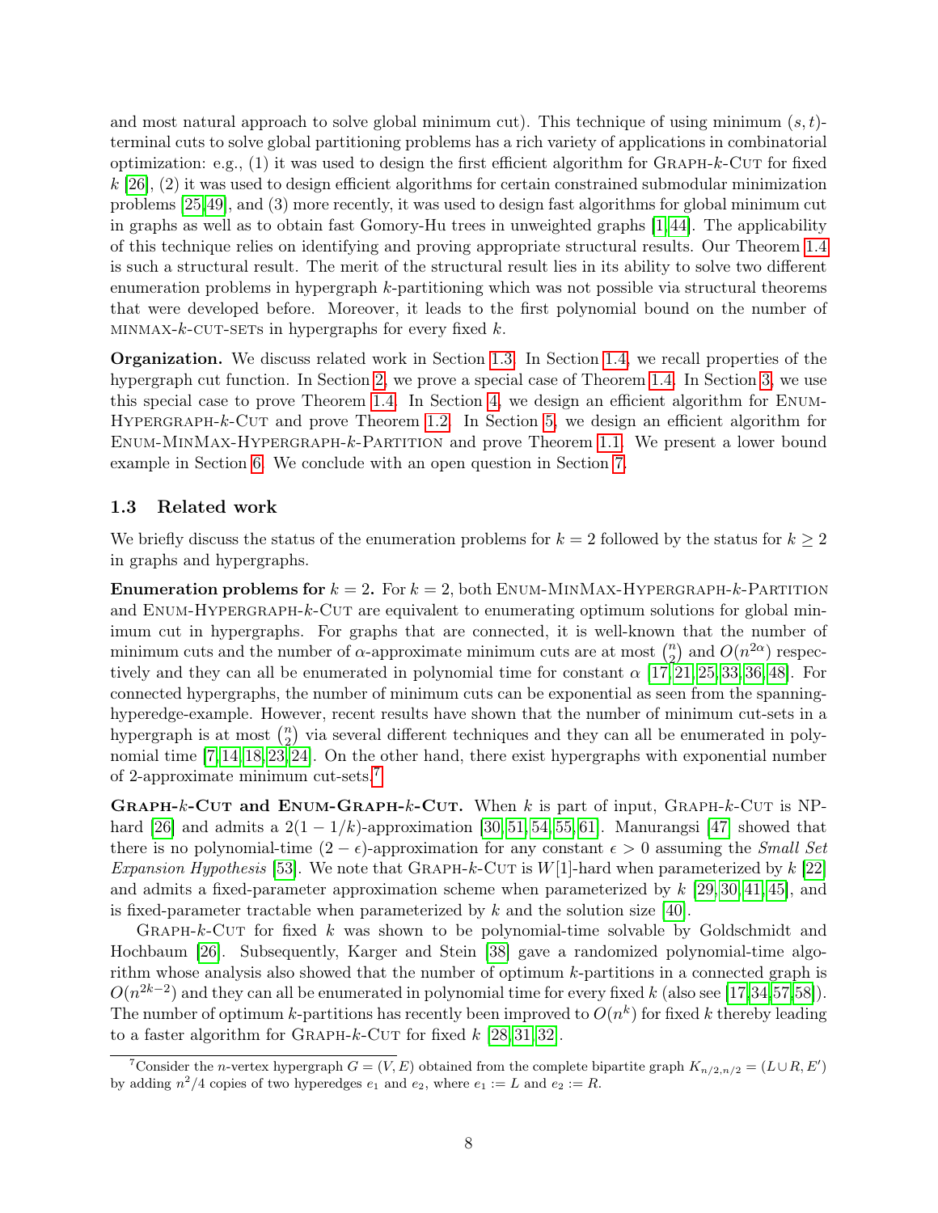and most natural approach to solve global minimum cut). This technique of using minimum $(s,t)$-terminal cuts to solve global partitioning problems has a rich variety of applications in combinatorial optimization: e.g., (1) it was used to design the first efficient algorithm for Graph-$k$-Cut for fixed $k$ [26], (2) it was used to design efficient algorithms for certain constrained submodular minimization problems [25,49], and (3) more recently, it was used to design fast algorithms for global minimum cut in graphs as well as to obtain fast Gomory-Hu trees in unweighted graphs [1,44]. The applicability of this technique relies on identifying and proving appropriate structural results. Our Theorem 1.4 is such a structural result. The merit of the structural result lies in its ability to solve two different enumeration problems in hypergraph $k$-partitioning which was not possible via structural theorems that were developed before. Moreover, it leads to the first polynomial bound on the number of minmax-$k$-cut-sets in hypergraphs for every fixed $k$.

**Organization.** We discuss related work in Section 1.3. In Section 1.4, we recall properties of the hypergraph cut function. In Section 2, we prove a special case of Theorem 1.4. In Section 3, we use this special case to prove Theorem 1.4. In Section 4, we design an efficient algorithm for Enum-Hypergraph-$k$-Cut and prove Theorem 1.2. In Section 5, we design an efficient algorithm for Enum-MinMax-Hypergraph-$k$-Partition and prove Theorem 1.1. We present a lower bound example in Section 6. We conclude with an open question in Section 7.

### 1.3 Related work

We briefly discuss the status of the enumeration problems for $k = 2$ followed by the status for $k \geq 2$ in graphs and hypergraphs.

**Enumeration problems for $k = 2$.** For $k = 2$, both Enum-MinMax-Hypergraph-$k$-Partition and Enum-Hypergraph-$k$-Cut are equivalent to enumerating optimum solutions for global minimum cut in hypergraphs. For graphs that are connected, it is well-known that the number of minimum cuts and the number of $\alpha$-approximate minimum cuts are at most $\binom{n}{2}$ and $O(n^{2\alpha})$ respectively and they can all be enumerated in polynomial time for constant $\alpha$ [17,21,25,33,36,48]. For connected hypergraphs, the number of minimum cuts can be exponential as seen from the spanning-hyperedge-example. However, recent results have shown that the number of minimum cut-sets in a hypergraph is at most $\binom{n}{2}$ via several different techniques and they can all be enumerated in polynomial time [7,14,18,23,24]. On the other hand, there exist hypergraphs with exponential number of 2-approximate minimum cut-sets.[7]

**Graph-$k$-Cut and Enum-Graph-$k$-Cut.** When $k$ is part of input, Graph-$k$-Cut is NP-hard [26] and admits a $2(1 - 1/k)$-approximation [30,51,54,55,61]. Manurangsi [47] showed that there is no polynomial-time $(2 - \epsilon)$-approximation for any constant $\epsilon > 0$ assuming the *Small Set Expansion Hypothesis* [53]. We note that Graph-$k$-Cut is $W[1]$-hard when parameterized by $k$ [22] and admits a fixed-parameter approximation scheme when parameterized by $k$ [29,30,41,45], and is fixed-parameter tractable when parameterized by $k$ and the solution size [40].

Graph-$k$-Cut for fixed $k$ was shown to be polynomial-time solvable by Goldschmidt and Hochbaum [26]. Subsequently, Karger and Stein [38] gave a randomized polynomial-time algorithm whose analysis also showed that the number of optimum $k$-partitions in a connected graph is $O(n^{2k-2})$ and they can all be enumerated in polynomial time for every fixed $k$ (also see [17,34,57,58]). The number of optimum $k$-partitions has recently been improved to $O(n^k)$ for fixed $k$ thereby leading to a faster algorithm for Graph-$k$-Cut for fixed $k$ [28,31,32].

[7]Consider the $n$-vertex hypergraph $G = (V, E)$ obtained from the complete bipartite graph $K_{n/2,n/2} = (L \cup R, E')$ by adding $n^2/4$ copies of two hyperedges $e_1$ and $e_2$, where $e_1 := L$ and $e_2 := R$.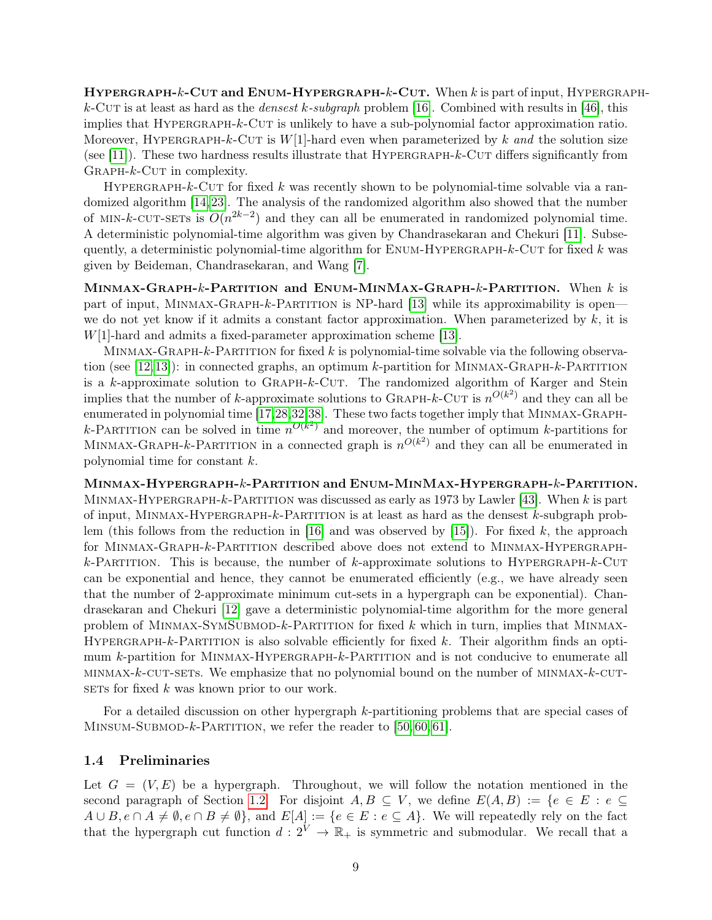**Hypergraph-$k$-Cut and Enum-Hypergraph-$k$-Cut.** When $k$ is part of input, Hypergraph-$k$-Cut is at least as hard as the *densest $k$-subgraph* problem [16]. Combined with results in [46], this implies that Hypergraph-$k$-Cut is unlikely to have a sub-polynomial factor approximation ratio. Moreover, Hypergraph-$k$-Cut is $W[1]$-hard even when parameterized by $k$ *and* the solution size (see [11]). These two hardness results illustrate that Hypergraph-$k$-Cut differs significantly from Graph-$k$-Cut in complexity.

Hypergraph-$k$-Cut for fixed $k$ was recently shown to be polynomial-time solvable via a randomized algorithm [14, 23]. The analysis of the randomized algorithm also showed that the number of min-$k$-cut-sets is $O(n^{2k-2})$ and they can all be enumerated in randomized polynomial time. A deterministic polynomial-time algorithm was given by Chandrasekaran and Chekuri [11]. Subsequently, a deterministic polynomial-time algorithm for Enum-Hypergraph-$k$-Cut for fixed $k$ was given by Beideman, Chandrasekaran, and Wang [7].

**Minmax-Graph-$k$-Partition and Enum-MinMax-Graph-$k$-Partition.** When $k$ is part of input, Minmax-Graph-$k$-Partition is NP-hard [13] while its approximability is open—we do not yet know if it admits a constant factor approximation. When parameterized by $k$, it is $W[1]$-hard and admits a fixed-parameter approximation scheme [13].

Minmax-Graph-$k$-Partition for fixed $k$ is polynomial-time solvable via the following observation (see [12, 13]): in connected graphs, an optimum $k$-partition for Minmax-Graph-$k$-Partition is a $k$-approximate solution to Graph-$k$-Cut. The randomized algorithm of Karger and Stein implies that the number of $k$-approximate solutions to Graph-$k$-Cut is $n^{O(k^2)}$ and they can all be enumerated in polynomial time [17, 28, 32, 38]. These two facts together imply that Minmax-Graph-$k$-Partition can be solved in time $n^{O(k^2)}$ and moreover, the number of optimum $k$-partitions for Minmax-Graph-$k$-Partition in a connected graph is $n^{O(k^2)}$ and they can all be enumerated in polynomial time for constant $k$.

**Minmax-Hypergraph-$k$-Partition and Enum-MinMax-Hypergraph-$k$-Partition.** Minmax-Hypergraph-$k$-Partition was discussed as early as 1973 by Lawler [43]. When $k$ is part of input, Minmax-Hypergraph-$k$-Partition is at least as hard as the densest $k$-subgraph problem (this follows from the reduction in [16] and was observed by [15]). For fixed $k$, the approach for Minmax-Graph-$k$-Partition described above does not extend to Minmax-Hypergraph-$k$-Partition. This is because, the number of $k$-approximate solutions to Hypergraph-$k$-Cut can be exponential and hence, they cannot be enumerated efficiently (e.g., we have already seen that the number of 2-approximate minimum cut-sets in a hypergraph can be exponential). Chandrasekaran and Chekuri [12] gave a deterministic polynomial-time algorithm for the more general problem of Minmax-SymSubmod-$k$-Partition for fixed $k$ which in turn, implies that Minmax-Hypergraph-$k$-Partition is also solvable efficiently for fixed $k$. Their algorithm finds an optimum $k$-partition for Minmax-Hypergraph-$k$-Partition and is not conducive to enumerate all minmax-$k$-cut-sets. We emphasize that no polynomial bound on the number of minmax-$k$-cut-sets for fixed $k$ was known prior to our work.

For a detailed discussion on other hypergraph $k$-partitioning problems that are special cases of Minsum-Submod-$k$-Partition, we refer the reader to [50, 60, 61].

### 1.4 Preliminaries

Let $G = (V, E)$ be a hypergraph. Throughout, we will follow the notation mentioned in the second paragraph of Section 1.2. For disjoint $A, B \subseteq V$, we define $E(A, B) := \{e \in E : e \subseteq A \cup B, e \cap A \neq \emptyset, e \cap B \neq \emptyset\}$, and $E[A] := \{e \in E : e \subseteq A\}$. We will repeatedly rely on the fact that the hypergraph cut function $d : 2^V \to \mathbb{R}_+$ is symmetric and submodular. We recall that a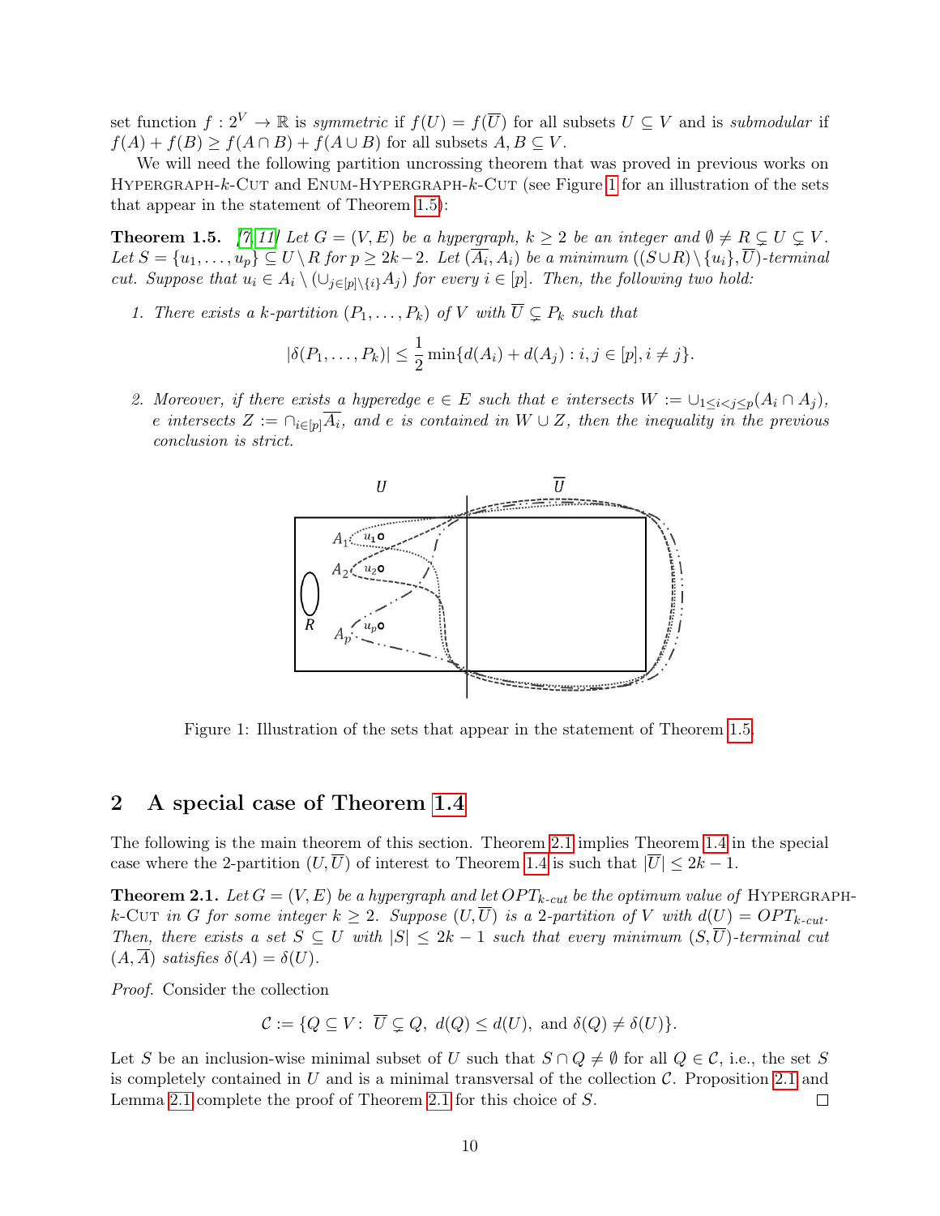set function $f : 2^V \to \mathbb{R}$ is *symmetric* if $f(U) = f(\overline{U})$ for all subsets $U \subseteq V$ and is *submodular* if $f(A) + f(B) \geq f(A \cap B) + f(A \cup B)$ for all subsets $A, B \subseteq V$.

We will need the following partition uncrossing theorem that was proved in previous works on Hypergraph-$k$-Cut and Enum-Hypergraph-$k$-Cut (see Figure 1 for an illustration of the sets that appear in the statement of Theorem 1.5):

**Theorem 1.5.** *[7, 11] Let $G = (V, E)$ be a hypergraph, $k \geq 2$ be an integer and $\emptyset \neq R \subsetneq U \subsetneq V$. Let $S = \{u_1, \ldots, u_p\} \subseteq U \setminus R$ for $p \geq 2k-2$. Let $(\overline{A_i}, A_i)$ be a minimum $((S \cup R) \setminus \{u_i\}, \overline{U})$-terminal cut. Suppose that $u_i \in A_i \setminus (\cup_{j \in [p] \setminus \{i\}} A_j)$ for every $i \in [p]$. Then, the following two hold:*

1. *There exists a $k$-partition $(P_1, \ldots, P_k)$ of $V$ with $\overline{U} \subsetneq P_k$ such that*
$$|\delta(P_1, \ldots, P_k)| \leq \frac{1}{2} \min\{d(A_i) + d(A_j) : i, j \in [p], i \neq j\}.$$
2. *Moreover, if there exists a hyperedge $e \in E$ such that $e$ intersects $W := \cup_{1 \leq i < j \leq p}(A_i \cap A_j)$, $e$ intersects $Z := \cap_{i \in [p]} \overline{A_i}$, and $e$ is contained in $W \cup Z$, then the inequality in the previous conclusion is strict.*

Figure 1: Illustration of the sets that appear in the statement of Theorem 1.5.

## 2 A special case of Theorem 1.4

The following is the main theorem of this section. Theorem 2.1 implies Theorem 1.4 in the special case where the 2-partition $(U, \overline{U})$ of interest to Theorem 1.4 is such that $|\overline{U}| \leq 2k - 1$.

**Theorem 2.1.** *Let $G = (V, E)$ be a hypergraph and let $OPT_{k\text{-}cut}$ be the optimum value of Hypergraph-$k$-Cut in $G$ for some integer $k \geq 2$. Suppose $(U, \overline{U})$ is a 2-partition of $V$ with $d(U) = OPT_{k\text{-}cut}$. Then, there exists a set $S \subseteq U$ with $|S| \leq 2k - 1$ such that every minimum $(S, \overline{U})$-terminal cut $(A, \overline{A})$ satisfies $\delta(A) = \delta(U)$.*

*Proof.* Consider the collection
$$\mathcal{C} := \{Q \subseteq V : \ \overline{U} \subsetneq Q, \ d(Q) \leq d(U), \text{ and } \delta(Q) \neq \delta(U)\}.$$

Let $S$ be an inclusion-wise minimal subset of $U$ such that $S \cap Q \neq \emptyset$ for all $Q \in \mathcal{C}$, i.e., the set $S$ is completely contained in $U$ and is a minimal transversal of the collection $\mathcal{C}$. Proposition 2.1 and Lemma 2.1 complete the proof of Theorem 2.1 for this choice of $S$. $\square$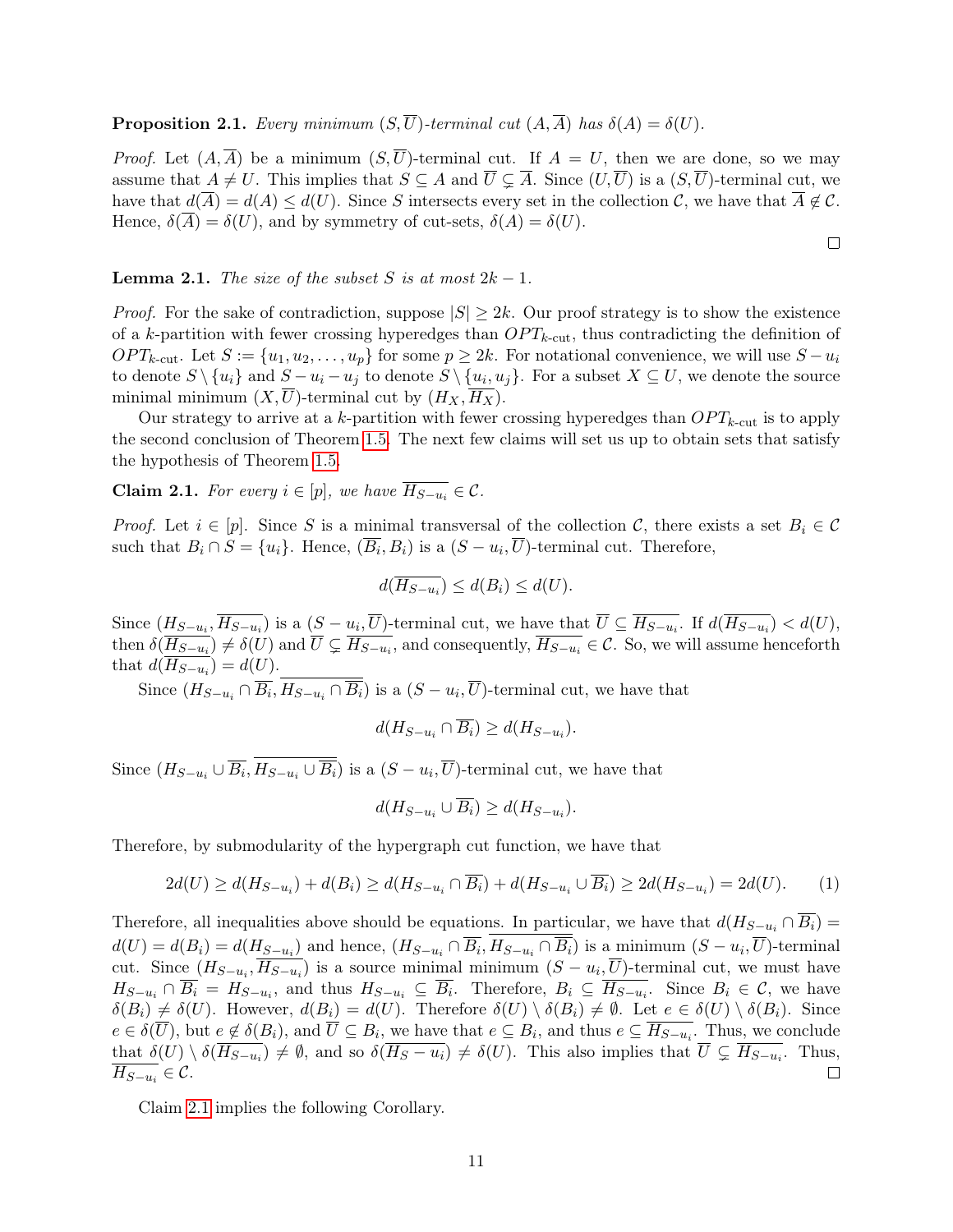**Proposition 2.1.** *Every minimum $(S, \overline{U})$-terminal cut $(A, \overline{A})$ has $\delta(A) = \delta(U)$.*

*Proof.* Let $(A, \overline{A})$ be a minimum $(S, \overline{U})$-terminal cut. If $A = U$, then we are done, so we may assume that $A \neq U$. This implies that $S \subseteq A$ and $\overline{U} \subsetneq \overline{A}$. Since $(U, \overline{U})$ is a $(S, \overline{U})$-terminal cut, we have that $d(\overline{A}) = d(A) \leq d(U)$. Since $S$ intersects every set in the collection $\mathcal{C}$, we have that $\overline{A} \notin \mathcal{C}$. Hence, $\delta(\overline{A}) = \delta(U)$, and by symmetry of cut-sets, $\delta(A) = \delta(U)$. □

**Lemma 2.1.** *The size of the subset $S$ is at most $2k - 1$.*

*Proof.* For the sake of contradiction, suppose $|S| \geq 2k$. Our proof strategy is to show the existence of a $k$-partition with fewer crossing hyperedges than $OPT_{k\text{-cut}}$, thus contradicting the definition of $OPT_{k\text{-cut}}$. Let $S := \{u_1, u_2, \ldots, u_p\}$ for some $p \geq 2k$. For notational convenience, we will use $S - u_i$ to denote $S \setminus \{u_i\}$ and $S - u_i - u_j$ to denote $S \setminus \{u_i, u_j\}$. For a subset $X \subseteq U$, we denote the source minimal minimum $(X, \overline{U})$-terminal cut by $(H_X, \overline{H_X})$.

Our strategy to arrive at a $k$-partition with fewer crossing hyperedges than $OPT_{k\text{-cut}}$ is to apply the second conclusion of Theorem 1.5. The next few claims will set us up to obtain sets that satisfy the hypothesis of Theorem 1.5.

**Claim 2.1.** *For every $i \in [p]$, we have $\overline{H_{S-u_i}} \in \mathcal{C}$.*

*Proof.* Let $i \in [p]$. Since $S$ is a minimal transversal of the collection $\mathcal{C}$, there exists a set $B_i \in \mathcal{C}$ such that $B_i \cap S = \{u_i\}$. Hence, $(\overline{B_i}, B_i)$ is a $(S - u_i, \overline{U})$-terminal cut. Therefore,

$$d(\overline{H_{S-u_i}}) \leq d(B_i) \leq d(U).$$

Since $(H_{S-u_i}, \overline{H_{S-u_i}})$ is a $(S - u_i, \overline{U})$-terminal cut, we have that $\overline{U} \subseteq \overline{H_{S-u_i}}$. If $d(\overline{H_{S-u_i}}) < d(U)$, then $\delta(\overline{H_{S-u_i}}) \neq \delta(U)$ and $\overline{U} \subsetneq \overline{H_{S-u_i}}$, and consequently, $\overline{H_{S-u_i}} \in \mathcal{C}$. So, we will assume henceforth that $d(\overline{H_{S-u_i}}) = d(U)$.

Since $(H_{S-u_i} \cap \overline{B_i}, \overline{H_{S-u_i} \cap \overline{B_i}})$ is a $(S - u_i, \overline{U})$-terminal cut, we have that

$$d(H_{S-u_i} \cap \overline{B_i}) \geq d(H_{S-u_i}).$$

Since $(H_{S-u_i} \cup \overline{B_i}, \overline{H_{S-u_i} \cup \overline{B_i}})$ is a $(S - u_i, \overline{U})$-terminal cut, we have that

$$d(H_{S-u_i} \cup \overline{B_i}) \geq d(H_{S-u_i}).$$

Therefore, by submodularity of the hypergraph cut function, we have that

$$2d(U) \geq d(H_{S-u_i}) + d(B_i) \geq d(H_{S-u_i} \cap \overline{B_i}) + d(H_{S-u_i} \cup \overline{B_i}) \geq 2d(H_{S-u_i}) = 2d(U). \quad (1)$$

Therefore, all inequalities above should be equations. In particular, we have that $d(H_{S-u_i} \cap \overline{B_i}) = d(U) = d(B_i) = d(H_{S-u_i})$ and hence, $(H_{S-u_i} \cap \overline{B_i}, \overline{H_{S-u_i} \cap \overline{B_i}})$ is a minimum $(S - u_i, \overline{U})$-terminal cut. Since $(H_{S-u_i}, \overline{H_{S-u_i}})$ is a source minimal minimum $(S - u_i, \overline{U})$-terminal cut, we must have $H_{S-u_i} \cap \overline{B_i} = H_{S-u_i}$, and thus $H_{S-u_i} \subseteq \overline{B_i}$. Therefore, $B_i \subseteq \overline{H_{S-u_i}}$. Since $B_i \in \mathcal{C}$, we have $\delta(B_i) \neq \delta(U)$. However, $d(B_i) = d(U)$. Therefore $\delta(U) \setminus \delta(B_i) \neq \emptyset$. Let $e \in \delta(U) \setminus \delta(B_i)$. Since $e \in \delta(\overline{U})$, but $e \notin \delta(B_i)$, and $\overline{U} \subseteq B_i$, we have that $e \subseteq B_i$, and thus $e \subseteq \overline{H_{S-u_i}}$. Thus, we conclude that $\delta(U) \setminus \delta(\overline{H_{S-u_i}}) \neq \emptyset$, and so $\delta(\overline{H_S - u_i}) \neq \delta(U)$. This also implies that $\overline{U} \subsetneq \overline{H_{S-u_i}}$. Thus, $\overline{H_{S-u_i}} \in \mathcal{C}$. □

Claim 2.1 implies the following Corollary.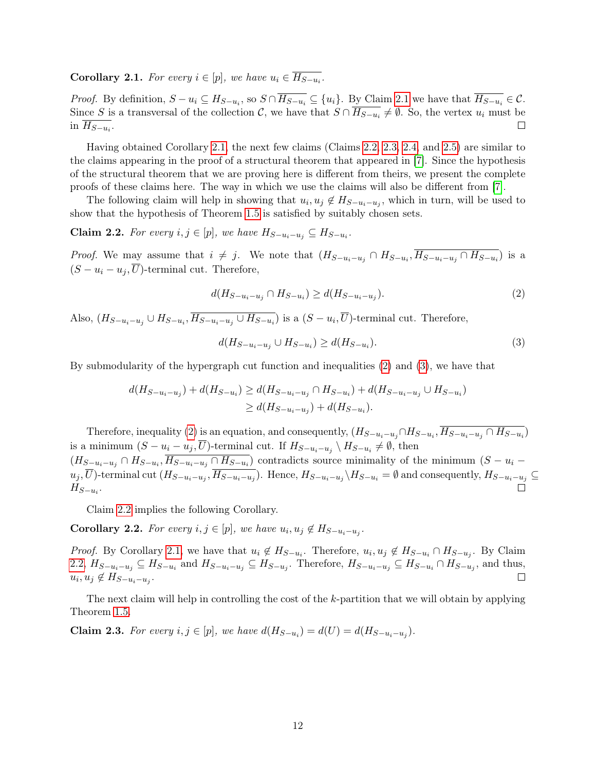**Corollary 2.1.** *For every $i \in [p]$, we have $u_i \in \overline{H_{S-u_i}}$.*

*Proof.* By definition, $S - u_i \subseteq H_{S-u_i}$, so $S \cap \overline{H_{S-u_i}} \subseteq \{u_i\}$. By Claim 2.1 we have that $\overline{H_{S-u_i}} \in \mathcal{C}$. Since $S$ is a transversal of the collection $\mathcal{C}$, we have that $S \cap \overline{H_{S-u_i}} \neq \emptyset$. So, the vertex $u_i$ must be in $\overline{H_{S-u_i}}$. □

Having obtained Corollary 2.1, the next few claims (Claims 2.2, 2.3, 2.4, and 2.5) are similar to the claims appearing in the proof of a structural theorem that appeared in [7]. Since the hypothesis of the structural theorem that we are proving here is different from theirs, we present the complete proofs of these claims here. The way in which we use the claims will also be different from [7].

The following claim will help in showing that $u_i, u_j \notin H_{S-u_i-u_j}$, which in turn, will be used to show that the hypothesis of Theorem 1.5 is satisfied by suitably chosen sets.

**Claim 2.2.** *For every $i, j \in [p]$, we have $H_{S-u_i-u_j} \subseteq H_{S-u_i}$.*

*Proof.* We may assume that $i \neq j$. We note that $(H_{S-u_i-u_j} \cap H_{S-u_i}, \overline{H_{S-u_i-u_j} \cap H_{S-u_i}})$ is a $(S - u_i - u_j, \overline{U})$-terminal cut. Therefore,

$$d(H_{S-u_i-u_j} \cap H_{S-u_i}) \geq d(H_{S-u_i-u_j}). \tag{2}$$

Also, $(H_{S-u_i-u_j} \cup H_{S-u_i}, \overline{H_{S-u_i-u_j} \cup H_{S-u_i}})$ is a $(S - u_i, \overline{U})$-terminal cut. Therefore,

$$d(H_{S-u_i-u_j} \cup H_{S-u_i}) \geq d(H_{S-u_i}). \tag{3}$$

By submodularity of the hypergraph cut function and inequalities (2) and (3), we have that

$$\begin{aligned} d(H_{S-u_i-u_j}) + d(H_{S-u_i}) &\geq d(H_{S-u_i-u_j} \cap H_{S-u_i}) + d(H_{S-u_i-u_j} \cup H_{S-u_i}) \\ &\geq d(H_{S-u_i-u_j}) + d(H_{S-u_i}). \end{aligned}$$

Therefore, inequality (2) is an equation, and consequently, $(H_{S-u_i-u_j} \cap H_{S-u_i}, \overline{H_{S-u_i-u_j} \cap H_{S-u_i}})$ is a minimum $(S - u_i - u_j, \overline{U})$-terminal cut. If $H_{S-u_i-u_j} \setminus H_{S-u_i} \neq \emptyset$, then $(H_{S-u_i-u_j} \cap H_{S-u_i}, \overline{H_{S-u_i-u_j} \cap H_{S-u_i}})$ contradicts source minimality of the minimum $(S - u_i - u_j, \overline{U})$-terminal cut $(H_{S-u_i-u_j}, \overline{H_{S-u_i-u_j}})$. Hence, $H_{S-u_i-u_j} \setminus H_{S-u_i} = \emptyset$ and consequently, $H_{S-u_i-u_j} \subseteq H_{S-u_i}$. □

Claim 2.2 implies the following Corollary.

**Corollary 2.2.** *For every $i, j \in [p]$, we have $u_i, u_j \notin H_{S-u_i-u_j}$.*

*Proof.* By Corollary 2.1, we have that $u_i \notin H_{S-u_i}$. Therefore, $u_i, u_j \notin H_{S-u_i} \cap H_{S-u_j}$. By Claim 2.2, $H_{S-u_i-u_j} \subseteq H_{S-u_i}$ and $H_{S-u_i-u_j} \subseteq H_{S-u_j}$. Therefore, $H_{S-u_i-u_j} \subseteq H_{S-u_i} \cap H_{S-u_j}$, and thus, $u_i, u_j \notin H_{S-u_i-u_j}$. □

The next claim will help in controlling the cost of the $k$-partition that we will obtain by applying Theorem 1.5.

**Claim 2.3.** *For every $i, j \in [p]$, we have $d(H_{S-u_i}) = d(U) = d(H_{S-u_i-u_j})$.*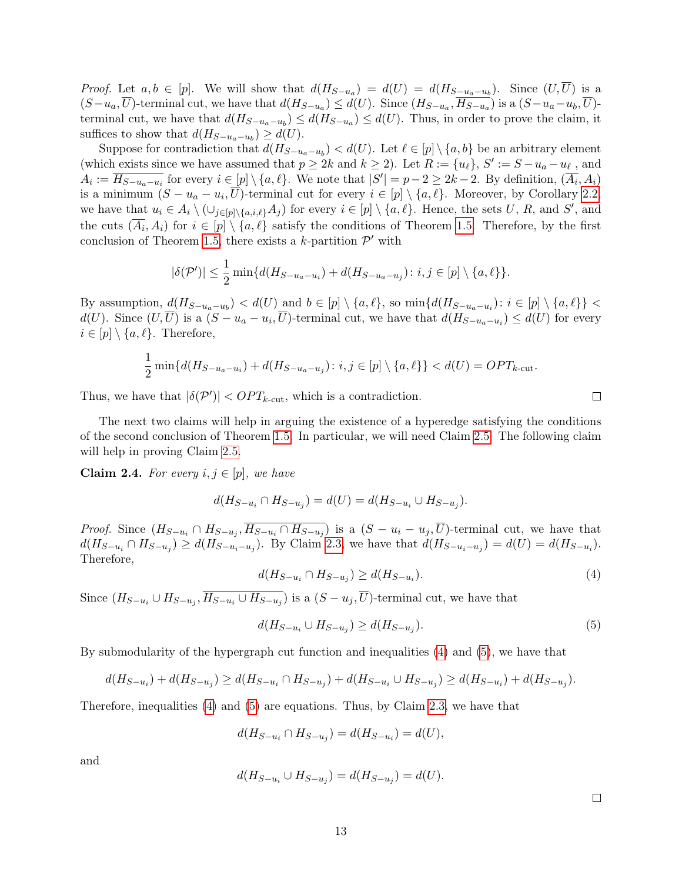*Proof.* Let $a, b \in [p]$. We will show that $d(H_{S-u_a}) = d(U) = d(H_{S-u_a-u_b})$. Since $(U, \overline{U})$ is a $(S-u_a, \overline{U})$-terminal cut, we have that $d(H_{S-u_a}) \leq d(U)$. Since $(H_{S-u_a}, \overline{H_{S-u_a}})$ is a $(S-u_a-u_b, \overline{U})$-terminal cut, we have that $d(H_{S-u_a-u_b}) \leq d(H_{S-u_a}) \leq d(U)$. Thus, in order to prove the claim, it suffices to show that $d(H_{S-u_a-u_b}) \geq d(U)$.

Suppose for contradiction that $d(H_{S-u_a-u_b}) < d(U)$. Let $\ell \in [p] \setminus \{a, b\}$ be an arbitrary element (which exists since we have assumed that $p \geq 2k$ and $k \geq 2$). Let $R := \{u_\ell\}$, $S' := S - u_a - u_\ell$, and $A_i := \overline{H_{S-u_a-u_i}}$ for every $i \in [p] \setminus \{a, \ell\}$. We note that $|S'| = p - 2 \geq 2k - 2$. By definition, $(\overline{A_i}, A_i)$ is a minimum $(S - u_a - u_i, \overline{U})$-terminal cut for every $i \in [p] \setminus \{a, \ell\}$. Moreover, by Corollary 2.2, we have that $u_i \in A_i \setminus (\cup_{j \in [p] \setminus \{a,i,\ell\}} A_j)$ for every $i \in [p] \setminus \{a, \ell\}$. Hence, the sets $U$, $R$, and $S'$, and the cuts $(\overline{A_i}, A_i)$ for $i \in [p] \setminus \{a, \ell\}$ satisfy the conditions of Theorem 1.5. Therefore, by the first conclusion of Theorem 1.5, there exists a $k$-partition $\mathcal{P}'$ with

$$|\delta(\mathcal{P}')| \leq \frac{1}{2} \min\{d(H_{S-u_a-u_i}) + d(H_{S-u_a-u_j}) \colon i, j \in [p] \setminus \{a, \ell\}\}.$$

By assumption, $d(H_{S-u_a-u_b}) < d(U)$ and $b \in [p] \setminus \{a, \ell\}$, so $\min\{d(H_{S-u_a-u_i}) \colon i \in [p] \setminus \{a, \ell\}\} < d(U)$. Since $(U, \overline{U})$ is a $(S - u_a - u_i, \overline{U})$-terminal cut, we have that $d(H_{S-u_a-u_i}) \leq d(U)$ for every $i \in [p] \setminus \{a, \ell\}$. Therefore,

$$\frac{1}{2} \min\{d(H_{S-u_a-u_i}) + d(H_{S-u_a-u_j}) \colon i, j \in [p] \setminus \{a, \ell\}\} < d(U) = OPT_{k\text{-cut}}.$$

Thus, we have that $|\delta(\mathcal{P}')| < OPT_{k\text{-cut}}$, which is a contradiction. $\square$

The next two claims will help in arguing the existence of a hyperedge satisfying the conditions of the second conclusion of Theorem 1.5. In particular, we will need Claim 2.5. The following claim will help in proving Claim 2.5.

**Claim 2.4.** *For every $i, j \in [p]$, we have*

$$d(H_{S-u_i} \cap H_{S-u_j}) = d(U) = d(H_{S-u_i} \cup H_{S-u_j}).$$

*Proof.* Since $(H_{S-u_i} \cap H_{S-u_j}, \overline{H_{S-u_i} \cap H_{S-u_j}})$ is a $(S - u_i - u_j, \overline{U})$-terminal cut, we have that $d(H_{S-u_i} \cap H_{S-u_j}) \geq d(H_{S-u_i-u_j})$. By Claim 2.3, we have that $d(H_{S-u_i-u_j}) = d(U) = d(H_{S-u_i})$. Therefore,

$$d(H_{S-u_i} \cap H_{S-u_j}) \geq d(H_{S-u_i}). \tag{4}$$

Since $(H_{S-u_i} \cup H_{S-u_j}, \overline{H_{S-u_i} \cup H_{S-u_j}})$ is a $(S - u_j, \overline{U})$-terminal cut, we have that

$$d(H_{S-u_i} \cup H_{S-u_j}) \geq d(H_{S-u_j}). \tag{5}$$

By submodularity of the hypergraph cut function and inequalities (4) and (5), we have that

$$d(H_{S-u_i}) + d(H_{S-u_j}) \geq d(H_{S-u_i} \cap H_{S-u_j}) + d(H_{S-u_i} \cup H_{S-u_j}) \geq d(H_{S-u_i}) + d(H_{S-u_j}).$$

Therefore, inequalities (4) and (5) are equations. Thus, by Claim 2.3, we have that

$$d(H_{S-u_i} \cap H_{S-u_j}) = d(H_{S-u_i}) = d(U),$$

and

$$d(H_{S-u_i} \cup H_{S-u_j}) = d(H_{S-u_j}) = d(U).$$

$\square$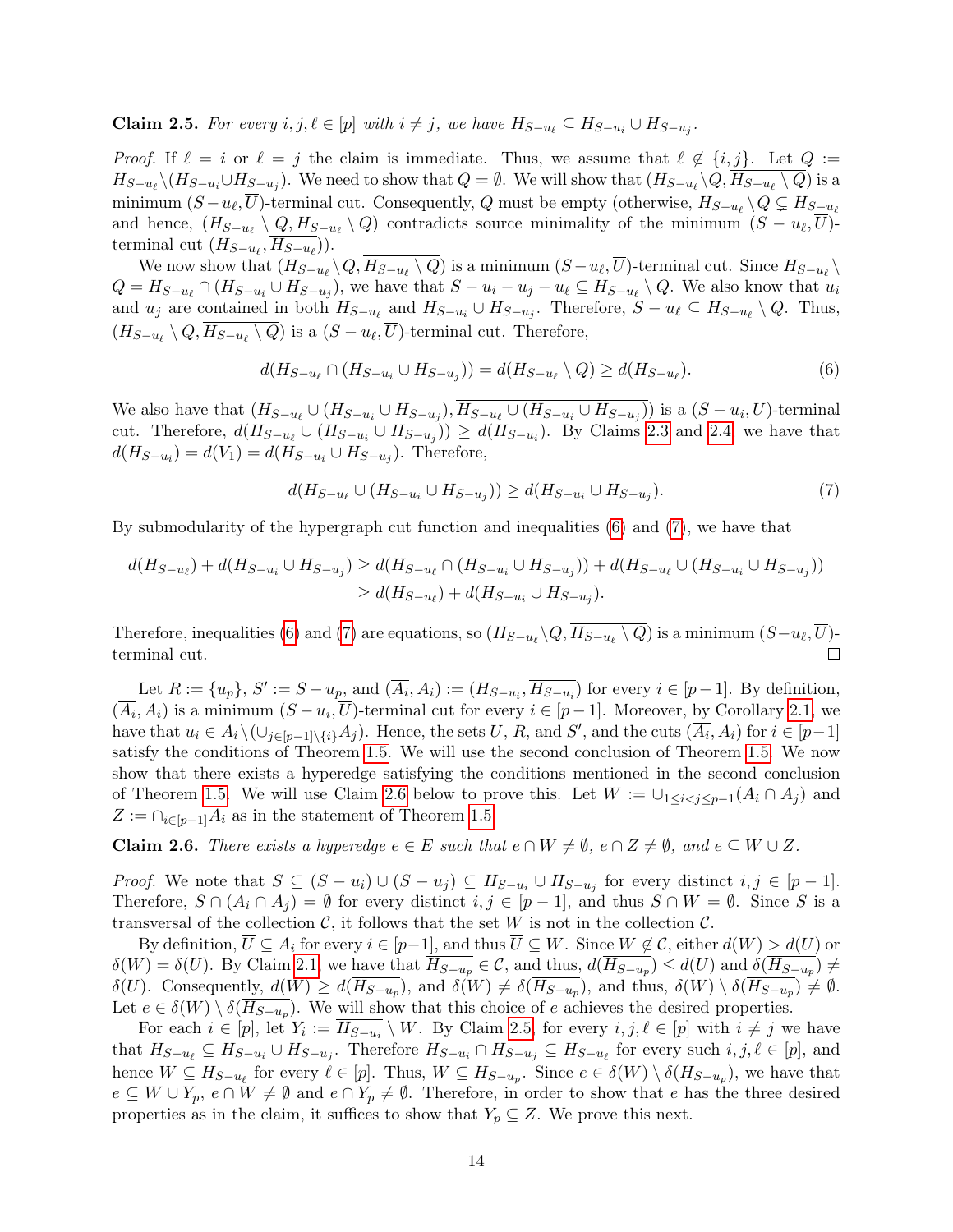**Claim 2.5.** *For every $i, j, \ell \in [p]$ with $i \neq j$, we have $H_{S-u_\ell} \subseteq H_{S-u_i} \cup H_{S-u_j}$.*

*Proof.* If $\ell = i$ or $\ell = j$ the claim is immediate. Thus, we assume that $\ell \notin \{i, j\}$. Let $Q := H_{S-u_\ell} \setminus (H_{S-u_i} \cup H_{S-u_j})$. We need to show that $Q = \emptyset$. We will show that $(H_{S-u_\ell} \setminus Q, \overline{H_{S-u_\ell} \setminus Q})$ is a minimum $(S - u_\ell, \overline{U})$-terminal cut. Consequently, $Q$ must be empty (otherwise, $H_{S-u_\ell} \setminus Q \subsetneq H_{S-u_\ell}$ and hence, $(H_{S-u_\ell} \setminus Q, \overline{H_{S-u_\ell} \setminus Q})$ contradicts source minimality of the minimum $(S - u_\ell, \overline{U})$-terminal cut $(H_{S-u_\ell}, \overline{H_{S-u_\ell}})$).

We now show that $(H_{S-u_\ell} \setminus Q, \overline{H_{S-u_\ell} \setminus Q})$ is a minimum $(S - u_\ell, \overline{U})$-terminal cut. Since $H_{S-u_\ell} \setminus Q = H_{S-u_\ell} \cap (H_{S-u_i} \cup H_{S-u_j})$, we have that $S - u_i - u_j - u_\ell \subseteq H_{S-u_\ell} \setminus Q$. We also know that $u_i$ and $u_j$ are contained in both $H_{S-u_\ell}$ and $H_{S-u_i} \cup H_{S-u_j}$. Therefore, $S - u_\ell \subseteq H_{S-u_\ell} \setminus Q$. Thus, $(H_{S-u_\ell} \setminus Q, \overline{H_{S-u_\ell} \setminus Q})$ is a $(S - u_\ell, \overline{U})$-terminal cut. Therefore,

$$d(H_{S-u_\ell} \cap (H_{S-u_i} \cup H_{S-u_j})) = d(H_{S-u_\ell} \setminus Q) \geq d(H_{S-u_\ell}). \tag{6}$$

We also have that $(H_{S-u_\ell} \cup (H_{S-u_i} \cup H_{S-u_j}), \overline{H_{S-u_\ell} \cup (H_{S-u_i} \cup H_{S-u_j})})$ is a $(S - u_i, \overline{U})$-terminal cut. Therefore, $d(H_{S-u_\ell} \cup (H_{S-u_i} \cup H_{S-u_j})) \geq d(H_{S-u_i})$. By Claims 2.3 and 2.4, we have that $d(H_{S-u_i}) = d(V_1) = d(H_{S-u_i} \cup H_{S-u_j})$. Therefore,

$$d(H_{S-u_\ell} \cup (H_{S-u_i} \cup H_{S-u_j})) \geq d(H_{S-u_i} \cup H_{S-u_j}). \tag{7}$$

By submodularity of the hypergraph cut function and inequalities (6) and (7), we have that

$$\begin{aligned} d(H_{S-u_\ell}) + d(H_{S-u_i} \cup H_{S-u_j}) &\geq d(H_{S-u_\ell} \cap (H_{S-u_i} \cup H_{S-u_j})) + d(H_{S-u_\ell} \cup (H_{S-u_i} \cup H_{S-u_j})) \\ &\geq d(H_{S-u_\ell}) + d(H_{S-u_i} \cup H_{S-u_j}). \end{aligned}$$

Therefore, inequalities (6) and (7) are equations, so $(H_{S-u_\ell} \setminus Q, \overline{H_{S-u_\ell} \setminus Q})$ is a minimum $(S - u_\ell, \overline{U})$-terminal cut. $\square$

Let $R := \{u_p\}$, $S' := S - u_p$, and $(\overline{A_i}, A_i) := (H_{S-u_i}, \overline{H_{S-u_i}})$ for every $i \in [p-1]$. By definition, $(\overline{A_i}, A_i)$ is a minimum $(S - u_i, \overline{U})$-terminal cut for every $i \in [p-1]$. Moreover, by Corollary 2.1, we have that $u_i \in A_i \setminus (\cup_{j \in [p-1] \setminus \{i\}} A_j)$. Hence, the sets $U$, $R$, and $S'$, and the cuts $(\overline{A_i}, A_i)$ for $i \in [p-1]$ satisfy the conditions of Theorem 1.5. We will use the second conclusion of Theorem 1.5. We now show that there exists a hyperedge satisfying the conditions mentioned in the second conclusion of Theorem 1.5. We will use Claim 2.6 below to prove this. Let $W := \cup_{1 \leq i < j \leq p-1} (A_i \cap A_j)$ and $Z := \cap_{i \in [p-1]} A_i$ as in the statement of Theorem 1.5.

**Claim 2.6.** *There exists a hyperedge $e \in E$ such that $e \cap W \neq \emptyset$, $e \cap Z \neq \emptyset$, and $e \subseteq W \cup Z$.*

*Proof.* We note that $S \subseteq (S - u_i) \cup (S - u_j) \subseteq H_{S-u_i} \cup H_{S-u_j}$ for every distinct $i, j \in [p-1]$. Therefore, $S \cap (A_i \cap A_j) = \emptyset$ for every distinct $i, j \in [p-1]$, and thus $S \cap W = \emptyset$. Since $S$ is a transversal of the collection $\mathcal{C}$, it follows that the set $W$ is not in the collection $\mathcal{C}$.

By definition, $\overline{U} \subseteq A_i$ for every $i \in [p-1]$, and thus $\overline{U} \subseteq W$. Since $W \notin \mathcal{C}$, either $d(W) > d(U)$ or $\delta(W) = \delta(U)$. By Claim 2.1, we have that $\overline{H_{S-u_p}} \in \mathcal{C}$, and thus, $d(\overline{H_{S-u_p}}) \leq d(U)$ and $\delta(\overline{H_{S-u_p}}) \neq \delta(U)$. Consequently, $d(W) \geq d(\overline{H_{S-u_p}})$, and $\delta(W) \neq \delta(\overline{H_{S-u_p}})$, and thus, $\delta(W) \setminus \delta(\overline{H_{S-u_p}}) \neq \emptyset$. Let $e \in \delta(W) \setminus \delta(\overline{H_{S-u_p}})$. We will show that this choice of $e$ achieves the desired properties.

For each $i \in [p]$, let $Y_i := \overline{H_{S-u_i}} \setminus W$. By Claim 2.5, for every $i, j, \ell \in [p]$ with $i \neq j$ we have that $H_{S-u_\ell} \subseteq H_{S-u_i} \cup H_{S-u_j}$. Therefore $\overline{H_{S-u_i}} \cap \overline{H_{S-u_j}} \subseteq \overline{H_{S-u_\ell}}$ for every such $i, j, \ell \in [p]$, and hence $W \subseteq \overline{H_{S-u_\ell}}$ for every $\ell \in [p]$. Thus, $W \subseteq \overline{H_{S-u_p}}$. Since $e \in \delta(W) \setminus \delta(\overline{H_{S-u_p}})$, we have that $e \subseteq W \cup Y_p$, $e \cap W \neq \emptyset$ and $e \cap Y_p \neq \emptyset$. Therefore, in order to show that $e$ has the three desired properties as in the claim, it suffices to show that $Y_p \subseteq Z$. We prove this next.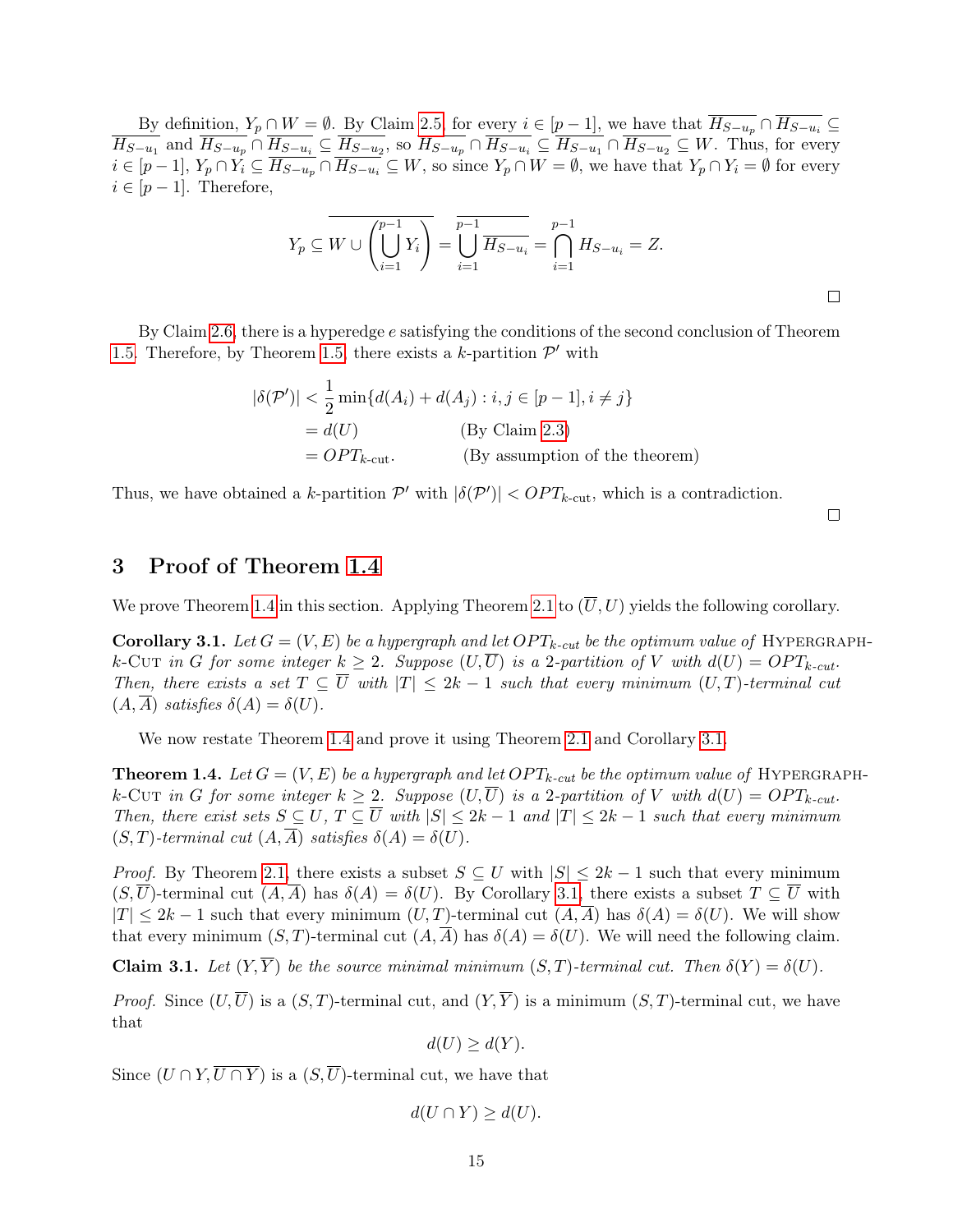By definition, $Y_p \cap W = \emptyset$. By Claim 2.5, for every $i \in [p-1]$, we have that $\overline{H_{S-u_p}} \cap \overline{H_{S-u_i}} \subseteq \overline{H_{S-u_1}}$ and $\overline{H_{S-u_p}} \cap \overline{H_{S-u_i}} \subseteq \overline{H_{S-u_2}}$, so $\overline{H_{S-u_p}} \cap \overline{H_{S-u_i}} \subseteq \overline{H_{S-u_1}} \cap \overline{H_{S-u_2}} \subseteq W$. Thus, for every $i \in [p-1]$, $Y_p \cap Y_i \subseteq \overline{H_{S-u_p}} \cap \overline{H_{S-u_i}} \subseteq W$, so since $Y_p \cap W = \emptyset$, we have that $Y_p \cap Y_i = \emptyset$ for every $i \in [p-1]$. Therefore,

$$Y_p \subseteq \overline{W \cup \left( \bigcup_{i=1}^{p-1} Y_i \right)} = \overline{\bigcup_{i=1}^{p-1} \overline{H_{S-u_i}}} = \bigcap_{i=1}^{p-1} H_{S-u_i} = Z.$$

□

By Claim 2.6, there is a hyperedge $e$ satisfying the conditions of the second conclusion of Theorem 1.5. Therefore, by Theorem 1.5, there exists a $k$-partition $\mathcal{P}'$ with

$$\begin{aligned}
|\delta(\mathcal{P}')| &< \frac{1}{2} \min\{d(A_i) + d(A_j) : i, j \in [p-1], i \neq j\} \\
&= d(U) \qquad\qquad \text{(By Claim 2.3)} \\
&= OPT_{k\text{-cut}}. \qquad \text{(By assumption of the theorem)}
\end{aligned}$$

Thus, we have obtained a $k$-partition $\mathcal{P}'$ with $|\delta(\mathcal{P}')| < OPT_{k\text{-cut}}$, which is a contradiction.

□

## 3 Proof of Theorem 1.4

We prove Theorem 1.4 in this section. Applying Theorem 2.1 to $(\overline{U}, U)$ yields the following corollary.

**Corollary 3.1.** *Let $G = (V, E)$ be a hypergraph and let $OPT_{k\text{-}cut}$ be the optimum value of* Hypergraph-$k$-Cut *in $G$ for some integer $k \geq 2$. Suppose $(U, \overline{U})$ is a 2-partition of $V$ with $d(U) = OPT_{k\text{-}cut}$. Then, there exists a set $T \subseteq \overline{U}$ with $|T| \leq 2k-1$ such that every minimum $(U, T)$-terminal cut $(A, \overline{A})$ satisfies $\delta(A) = \delta(U)$.*

We now restate Theorem 1.4 and prove it using Theorem 2.1 and Corollary 3.1.

**Theorem 1.4.** *Let $G = (V, E)$ be a hypergraph and let $OPT_{k\text{-}cut}$ be the optimum value of* Hypergraph-$k$-Cut *in $G$ for some integer $k \geq 2$. Suppose $(U, \overline{U})$ is a 2-partition of $V$ with $d(U) = OPT_{k\text{-}cut}$. Then, there exist sets $S \subseteq U$, $T \subseteq \overline{U}$ with $|S| \leq 2k-1$ and $|T| \leq 2k-1$ such that every minimum $(S, T)$-terminal cut $(A, \overline{A})$ satisfies $\delta(A) = \delta(U)$.*

*Proof.* By Theorem 2.1, there exists a subset $S \subseteq U$ with $|S| \leq 2k-1$ such that every minimum $(S, \overline{U})$-terminal cut $(A, \overline{A})$ has $\delta(A) = \delta(U)$. By Corollary 3.1, there exists a subset $T \subseteq \overline{U}$ with $|T| \leq 2k-1$ such that every minimum $(U, T)$-terminal cut $(A, \overline{A})$ has $\delta(A) = \delta(U)$. We will show that every minimum $(S, T)$-terminal cut $(A, \overline{A})$ has $\delta(A) = \delta(U)$. We will need the following claim.

**Claim 3.1.** *Let $(Y, \overline{Y})$ be the source minimal minimum $(S, T)$-terminal cut. Then $\delta(Y) = \delta(U)$.*

*Proof.* Since $(U, \overline{U})$ is a $(S, T)$-terminal cut, and $(Y, \overline{Y})$ is a minimum $(S, T)$-terminal cut, we have that

$$d(U) \geq d(Y).$$

Since $(U \cap Y, \overline{U \cap Y})$ is a $(S, \overline{U})$-terminal cut, we have that

$$d(U \cap Y) \geq d(U).$$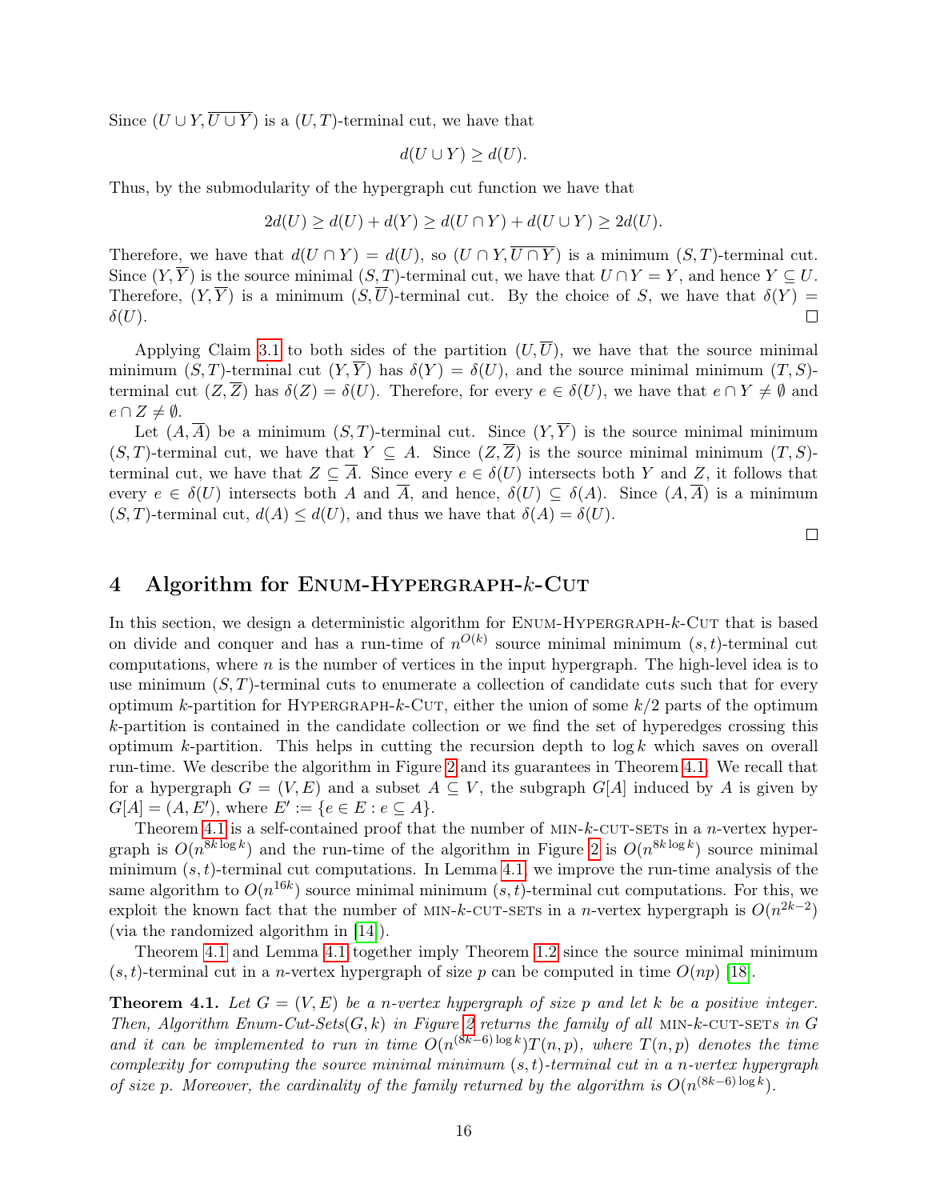Since $(U \cup Y, \overline{U \cup Y})$ is a $(U, T)$-terminal cut, we have that

$$d(U \cup Y) \geq d(U).$$

Thus, by the submodularity of the hypergraph cut function we have that

$$2d(U) \geq d(U) + d(Y) \geq d(U \cap Y) + d(U \cup Y) \geq 2d(U).$$

Therefore, we have that $d(U \cap Y) = d(U)$, so $(U \cap Y, \overline{U \cap Y})$ is a minimum $(S, T)$-terminal cut. Since $(Y, \overline{Y})$ is the source minimal $(S, T)$-terminal cut, we have that $U \cap Y = Y$, and hence $Y \subseteq U$. Therefore, $(Y, \overline{Y})$ is a minimum $(S, \overline{U})$-terminal cut. By the choice of $S$, we have that $\delta(Y) = \delta(U)$. $\square$

Applying Claim 3.1 to both sides of the partition $(U, \overline{U})$, we have that the source minimal minimum $(S, T)$-terminal cut $(Y, \overline{Y})$ has $\delta(Y) = \delta(U)$, and the source minimal minimum $(T, S)$-terminal cut $(Z, \overline{Z})$ has $\delta(Z) = \delta(U)$. Therefore, for every $e \in \delta(U)$, we have that $e \cap Y \neq \emptyset$ and $e \cap Z \neq \emptyset$.

Let $(A, \overline{A})$ be a minimum $(S, T)$-terminal cut. Since $(Y, \overline{Y})$ is the source minimal minimum $(S, T)$-terminal cut, we have that $Y \subseteq A$. Since $(Z, \overline{Z})$ is the source minimal minimum $(T, S)$-terminal cut, we have that $Z \subseteq \overline{A}$. Since every $e \in \delta(U)$ intersects both $Y$ and $Z$, it follows that every $e \in \delta(U)$ intersects both $A$ and $\overline{A}$, and hence, $\delta(U) \subseteq \delta(A)$. Since $(A, \overline{A})$ is a minimum $(S, T)$-terminal cut, $d(A) \leq d(U)$, and thus we have that $\delta(A) = \delta(U)$.

$\square$

# 4 Algorithm for Enum-Hypergraph-$k$-Cut

In this section, we design a deterministic algorithm for Enum-Hypergraph-$k$-Cut that is based on divide and conquer and has a run-time of $n^{O(k)}$ source minimal minimum $(s, t)$-terminal cut computations, where $n$ is the number of vertices in the input hypergraph. The high-level idea is to use minimum $(S, T)$-terminal cuts to enumerate a collection of candidate cuts such that for every optimum $k$-partition for Hypergraph-$k$-Cut, either the union of some $k/2$ parts of the optimum $k$-partition is contained in the candidate collection or we find the set of hyperedges crossing this optimum $k$-partition. This helps in cutting the recursion depth to $\log k$ which saves on overall run-time. We describe the algorithm in Figure 2 and its guarantees in Theorem 4.1. We recall that for a hypergraph $G = (V, E)$ and a subset $A \subseteq V$, the subgraph $G[A]$ induced by $A$ is given by $G[A] = (A, E')$, where $E' := \{e \in E : e \subseteq A\}$.

Theorem 4.1 is a self-contained proof that the number of min-$k$-cut-sets in a $n$-vertex hypergraph is $O(n^{8k \log k})$ and the run-time of the algorithm in Figure 2 is $O(n^{8k \log k})$ source minimal minimum $(s, t)$-terminal cut computations. In Lemma 4.1, we improve the run-time analysis of the same algorithm to $O(n^{16k})$ source minimal minimum $(s, t)$-terminal cut computations. For this, we exploit the known fact that the number of min-$k$-cut-sets in a $n$-vertex hypergraph is $O(n^{2k-2})$ (via the randomized algorithm in [14]).

Theorem 4.1 and Lemma 4.1 together imply Theorem 1.2 since the source minimal minimum $(s, t)$-terminal cut in a $n$-vertex hypergraph of size $p$ can be computed in time $O(np)$ [18].

**Theorem 4.1.** *Let $G = (V, E)$ be a $n$-vertex hypergraph of size $p$ and let $k$ be a positive integer. Then, Algorithm Enum-Cut-Sets$(G, k)$ in Figure 2 returns the family of all* min-$k$-cut-sets *in $G$ and it can be implemented to run in time $O(n^{(8k-6)\log k})T(n, p)$, where $T(n, p)$ denotes the time complexity for computing the source minimal minimum $(s, t)$-terminal cut in a $n$-vertex hypergraph of size $p$. Moreover, the cardinality of the family returned by the algorithm is $O(n^{(8k-6)\log k})$.*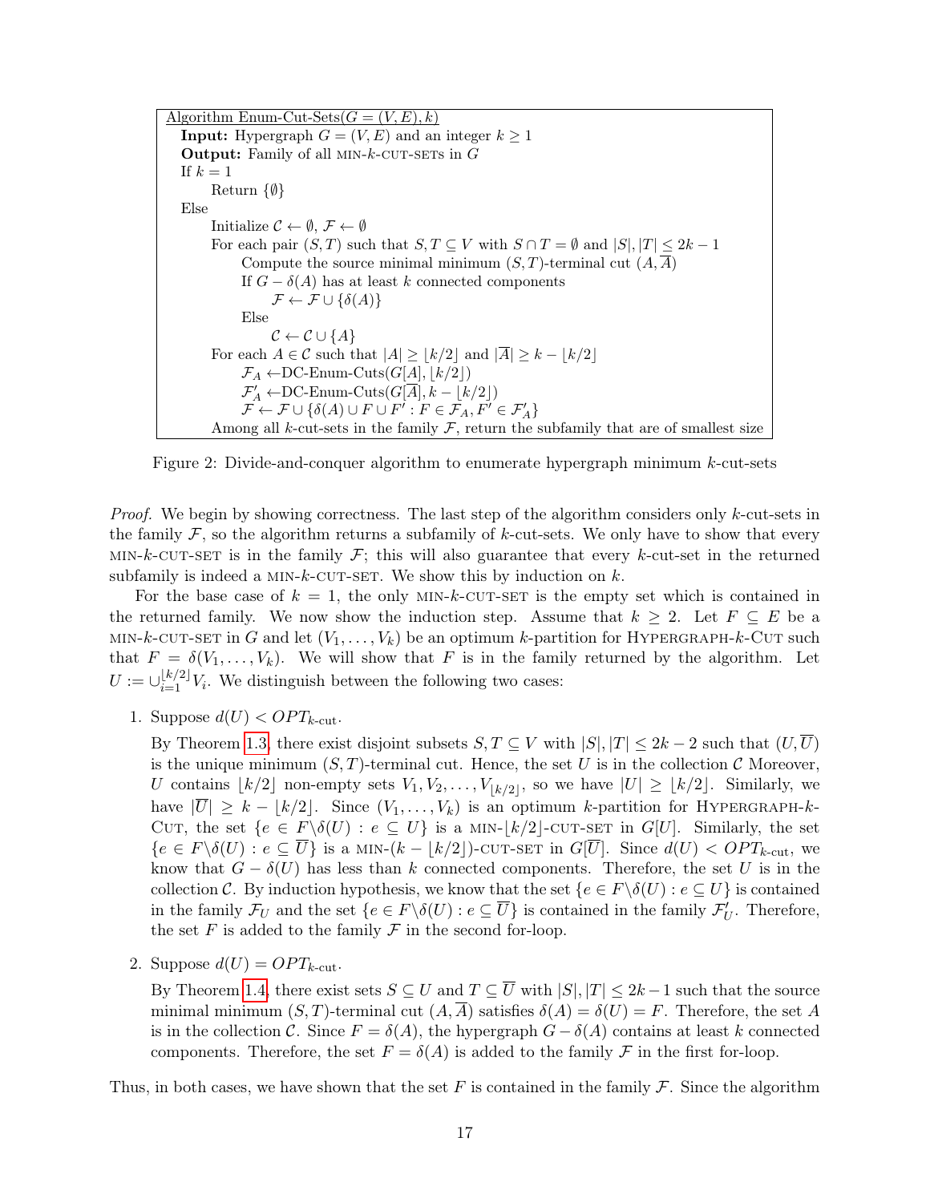```
Algorithm Enum-Cut-Sets(G = (V, E), k)
  Input: Hypergraph G = (V, E) and an integer k ≥ 1
  Output: Family of all MIN-k-CUT-SETs in G
  If k = 1
      Return {∅}
  Else
      Initialize C ← ∅, F ← ∅
      For each pair (S, T) such that S, T ⊆ V with S ∩ T = ∅ and |S|, |T| ≤ 2k − 1
          Compute the source minimal minimum (S, T)-terminal cut (A, Ā)
          If G − δ(A) has at least k connected components
              F ← F ∪ {δ(A)}
          Else
              C ← C ∪ {A}
      For each A ∈ C such that |A| ≥ ⌊k/2⌋ and |Ā| ≥ k − ⌊k/2⌋
          F_A ← DC-Enum-Cuts(G[A], ⌊k/2⌋)
          F'_A ← DC-Enum-Cuts(G[Ā], k − ⌊k/2⌋)
          F ← F ∪ {δ(A) ∪ F ∪ F' : F ∈ F_A, F' ∈ F'_A}
      Among all k-cut-sets in the family F, return the subfamily that are of smallest size
```

Figure 2: Divide-and-conquer algorithm to enumerate hypergraph minimum $k$-cut-sets

*Proof.* We begin by showing correctness. The last step of the algorithm considers only $k$-cut-sets in the family $\mathcal{F}$, so the algorithm returns a subfamily of $k$-cut-sets. We only have to show that every MIN-$k$-CUT-SET is in the family $\mathcal{F}$; this will also guarantee that every $k$-cut-set in the returned subfamily is indeed a MIN-$k$-CUT-SET. We show this by induction on $k$.

For the base case of $k = 1$, the only MIN-$k$-CUT-SET is the empty set which is contained in the returned family. We now show the induction step. Assume that $k \geq 2$. Let $F \subseteq E$ be a MIN-$k$-CUT-SET in $G$ and let $(V_1, \ldots, V_k)$ be an optimum $k$-partition for HYPERGRAPH-$k$-CUT such that $F = \delta(V_1, \ldots, V_k)$. We will show that $F$ is in the family returned by the algorithm. Let $U := \cup_{i=1}^{\lfloor k/2 \rfloor} V_i$. We distinguish between the following two cases:

1. Suppose $d(U) < OPT_{k\text{-cut}}$.

   By Theorem 1.3, there exist disjoint subsets $S, T \subseteq V$ with $|S|, |T| \leq 2k - 2$ such that $(U, \overline{U})$ is the unique minimum $(S, T)$-terminal cut. Hence, the set $U$ is in the collection $\mathcal{C}$ Moreover, $U$ contains $\lfloor k/2 \rfloor$ non-empty sets $V_1, V_2, \ldots, V_{\lfloor k/2 \rfloor}$, so we have $|U| \geq \lfloor k/2 \rfloor$. Similarly, we have $|\overline{U}| \geq k - \lfloor k/2 \rfloor$. Since $(V_1, \ldots, V_k)$ is an optimum $k$-partition for HYPERGRAPH-$k$-CUT, the set $\{e \in F \backslash \delta(U) : e \subseteq U\}$ is a MIN-$\lfloor k/2 \rfloor$-CUT-SET in $G[U]$. Similarly, the set $\{e \in F \backslash \delta(U) : e \subseteq \overline{U}\}$ is a MIN-$(k - \lfloor k/2 \rfloor)$-CUT-SET in $G[\overline{U}]$. Since $d(U) < OPT_{k\text{-cut}}$, we know that $G - \delta(U)$ has less than $k$ connected components. Therefore, the set $U$ is in the collection $\mathcal{C}$. By induction hypothesis, we know that the set $\{e \in F \backslash \delta(U) : e \subseteq U\}$ is contained in the family $\mathcal{F}_U$ and the set $\{e \in F \backslash \delta(U) : e \subseteq \overline{U}\}$ is contained in the family $\mathcal{F}'_U$. Therefore, the set $F$ is added to the family $\mathcal{F}$ in the second for-loop.

2. Suppose $d(U) = OPT_{k\text{-cut}}$.

   By Theorem 1.4, there exist sets $S \subseteq U$ and $T \subseteq \overline{U}$ with $|S|, |T| \leq 2k - 1$ such that the source minimal minimum $(S, T)$-terminal cut $(A, \overline{A})$ satisfies $\delta(A) = \delta(U) = F$. Therefore, the set $A$ is in the collection $\mathcal{C}$. Since $F = \delta(A)$, the hypergraph $G - \delta(A)$ contains at least $k$ connected components. Therefore, the set $F = \delta(A)$ is added to the family $\mathcal{F}$ in the first for-loop.

Thus, in both cases, we have shown that the set $F$ is contained in the family $\mathcal{F}$. Since the algorithm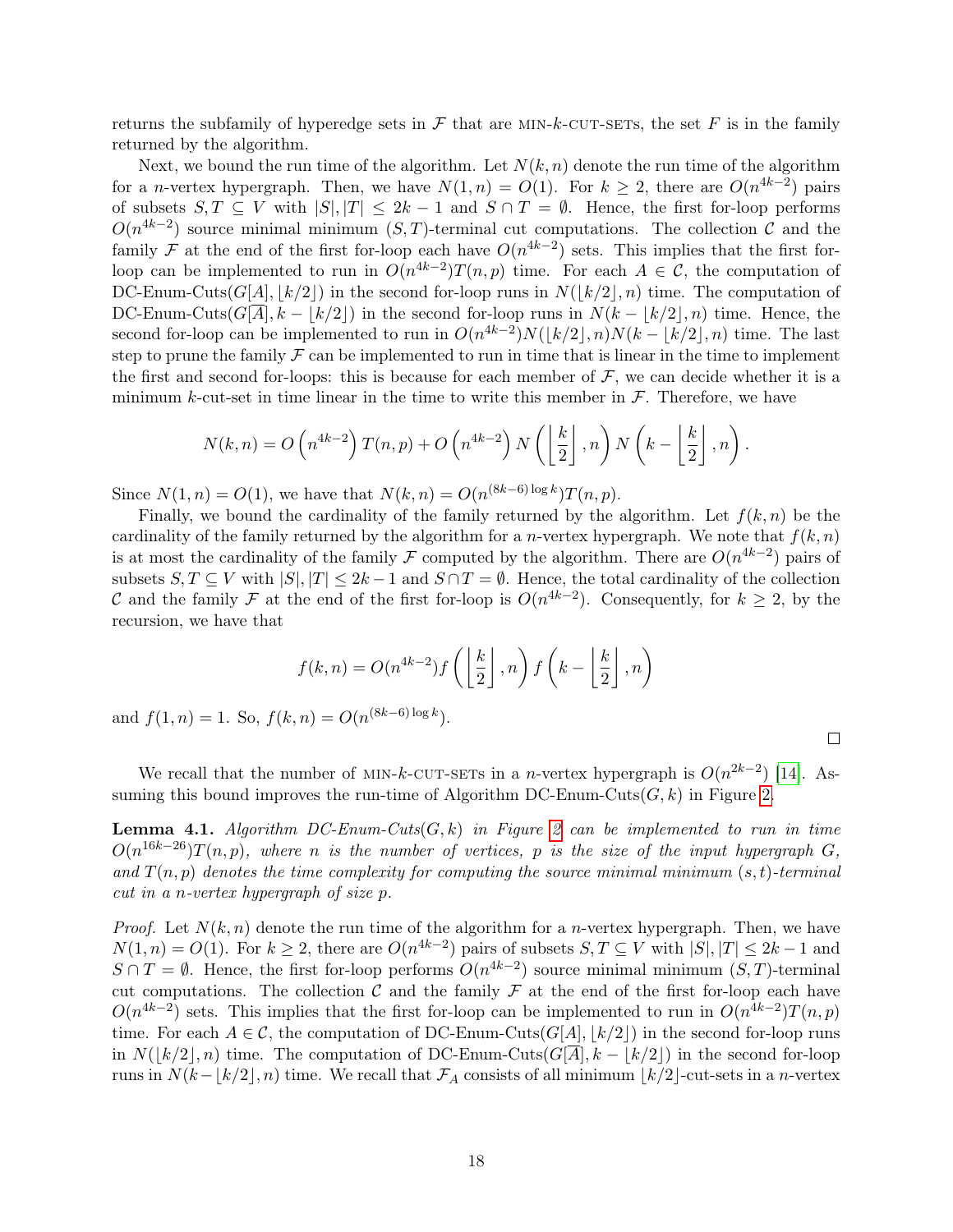returns the subfamily of hyperedge sets in $\mathcal{F}$ that are MIN-$k$-CUT-SETs, the set $F$ is in the family returned by the algorithm.

Next, we bound the run time of the algorithm. Let $N(k,n)$ denote the run time of the algorithm for a $n$-vertex hypergraph. Then, we have $N(1,n) = O(1)$. For $k \geq 2$, there are $O(n^{4k-2})$ pairs of subsets $S, T \subseteq V$ with $|S|, |T| \leq 2k-1$ and $S \cap T = \emptyset$. Hence, the first for-loop performs $O(n^{4k-2})$ source minimal minimum $(S,T)$-terminal cut computations. The collection $\mathcal{C}$ and the family $\mathcal{F}$ at the end of the first for-loop each have $O(n^{4k-2})$ sets. This implies that the first for-loop can be implemented to run in $O(n^{4k-2})T(n,p)$ time. For each $A \in \mathcal{C}$, the computation of DC-Enum-Cuts($G[A], \lfloor k/2 \rfloor$) in the second for-loop runs in $N(\lfloor k/2 \rfloor, n)$ time. The computation of DC-Enum-Cuts($G[\overline{A}], k - \lfloor k/2 \rfloor$) in the second for-loop runs in $N(k - \lfloor k/2 \rfloor, n)$ time. Hence, the second for-loop can be implemented to run in $O(n^{4k-2})N(\lfloor k/2 \rfloor, n)N(k - \lfloor k/2 \rfloor, n)$ time. The last step to prune the family $\mathcal{F}$ can be implemented to run in time that is linear in the time to implement the first and second for-loops: this is because for each member of $\mathcal{F}$, we can decide whether it is a minimum $k$-cut-set in time linear in the time to write this member in $\mathcal{F}$. Therefore, we have

$$N(k,n) = O\left(n^{4k-2}\right)T(n,p) + O\left(n^{4k-2}\right)N\left(\left\lfloor \frac{k}{2} \right\rfloor, n\right)N\left(k - \left\lfloor \frac{k}{2} \right\rfloor, n\right).$$

Since $N(1,n) = O(1)$, we have that $N(k,n) = O(n^{(8k-6)\log k})T(n,p)$.

Finally, we bound the cardinality of the family returned by the algorithm. Let $f(k,n)$ be the cardinality of the family returned by the algorithm for a $n$-vertex hypergraph. We note that $f(k,n)$ is at most the cardinality of the family $\mathcal{F}$ computed by the algorithm. There are $O(n^{4k-2})$ pairs of subsets $S, T \subseteq V$ with $|S|, |T| \leq 2k-1$ and $S \cap T = \emptyset$. Hence, the total cardinality of the collection $\mathcal{C}$ and the family $\mathcal{F}$ at the end of the first for-loop is $O(n^{4k-2})$. Consequently, for $k \geq 2$, by the recursion, we have that

$$f(k,n) = O(n^{4k-2})f\left(\left\lfloor \frac{k}{2} \right\rfloor, n\right)f\left(k - \left\lfloor \frac{k}{2} \right\rfloor, n\right)$$

and $f(1,n) = 1$. So, $f(k,n) = O(n^{(8k-6)\log k})$.

∎

We recall that the number of MIN-$k$-CUT-SETs in a $n$-vertex hypergraph is $O(n^{2k-2})$ [14]. Assuming this bound improves the run-time of Algorithm DC-Enum-Cuts($G,k$) in Figure 2.

**Lemma 4.1.** *Algorithm DC-Enum-Cuts($G,k$) in Figure 2 can be implemented to run in time $O(n^{16k-26})T(n,p)$, where $n$ is the number of vertices, $p$ is the size of the input hypergraph $G$, and $T(n,p)$ denotes the time complexity for computing the source minimal minimum $(s,t)$-terminal cut in a $n$-vertex hypergraph of size $p$.*

*Proof.* Let $N(k,n)$ denote the run time of the algorithm for a $n$-vertex hypergraph. Then, we have $N(1,n) = O(1)$. For $k \geq 2$, there are $O(n^{4k-2})$ pairs of subsets $S, T \subseteq V$ with $|S|, |T| \leq 2k-1$ and $S \cap T = \emptyset$. Hence, the first for-loop performs $O(n^{4k-2})$ source minimal minimum $(S,T)$-terminal cut computations. The collection $\mathcal{C}$ and the family $\mathcal{F}$ at the end of the first for-loop each have $O(n^{4k-2})$ sets. This implies that the first for-loop can be implemented to run in $O(n^{4k-2})T(n,p)$ time. For each $A \in \mathcal{C}$, the computation of DC-Enum-Cuts($G[A], \lfloor k/2 \rfloor$) in the second for-loop runs in $N(\lfloor k/2 \rfloor, n)$ time. The computation of DC-Enum-Cuts($G[\overline{A}], k - \lfloor k/2 \rfloor$) in the second for-loop runs in $N(k - \lfloor k/2 \rfloor, n)$ time. We recall that $\mathcal{F}_A$ consists of all minimum $\lfloor k/2 \rfloor$-cut-sets in a $n$-vertex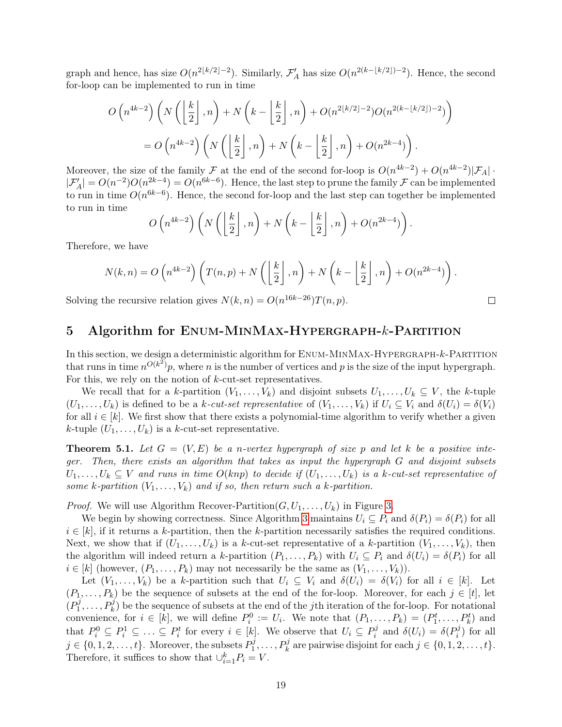graph and hence, has size $O(n^{2\lfloor k/2 \rfloor - 2})$. Similarly, $\mathcal{F}'_A$ has size $O(n^{2(k-\lfloor k/2 \rfloor)-2})$. Hence, the second for-loop can be implemented to run in time

$$O\left(n^{4k-2}\right)\left(N\left(\left\lfloor \frac{k}{2} \right\rfloor, n\right) + N\left(k - \left\lfloor \frac{k}{2} \right\rfloor, n\right) + O(n^{2\lfloor k/2 \rfloor - 2})O(n^{2(k-\lfloor k/2 \rfloor)-2})\right)$$

$$= O\left(n^{4k-2}\right)\left(N\left(\left\lfloor \frac{k}{2} \right\rfloor, n\right) + N\left(k - \left\lfloor \frac{k}{2} \right\rfloor, n\right) + O(n^{2k-4})\right).$$

Moreover, the size of the family $\mathcal{F}$ at the end of the second for-loop is $O(n^{4k-2}) + O(n^{4k-2})|\mathcal{F}_A| \cdot |\mathcal{F}'_A| = O(n^{-2})O(n^{2k-4}) = O(n^{6k-6})$. Hence, the last step to prune the family $\mathcal{F}$ can be implemented to run in time $O(n^{6k-6})$. Hence, the second for-loop and the last step can together be implemented to run in time

$$O\left(n^{4k-2}\right)\left(N\left(\left\lfloor \frac{k}{2} \right\rfloor, n\right) + N\left(k - \left\lfloor \frac{k}{2} \right\rfloor, n\right) + O(n^{2k-4})\right).$$

Therefore, we have

$$N(k,n) = O\left(n^{4k-2}\right)\left(T(n,p) + N\left(\left\lfloor \frac{k}{2} \right\rfloor, n\right) + N\left(k - \left\lfloor \frac{k}{2} \right\rfloor, n\right) + O(n^{2k-4})\right).$$

Solving the recursive relation gives $N(k,n) = O(n^{16k-26})T(n,p)$. □

## 5 Algorithm for Enum-MinMax-Hypergraph-$k$-Partition

In this section, we design a deterministic algorithm for Enum-MinMax-Hypergraph-$k$-Partition that runs in time $n^{O(k^2)}p$, where $n$ is the number of vertices and $p$ is the size of the input hypergraph. For this, we rely on the notion of $k$-cut-set representatives.

We recall that for a $k$-partition $(V_1, \ldots, V_k)$ and disjoint subsets $U_1, \ldots, U_k \subseteq V$, the $k$-tuple $(U_1, \ldots, U_k)$ is defined to be a *$k$-cut-set representative* of $(V_1, \ldots, V_k)$ if $U_i \subseteq V_i$ and $\delta(U_i) = \delta(V_i)$ for all $i \in [k]$. We first show that there exists a polynomial-time algorithm to verify whether a given $k$-tuple $(U_1, \ldots, U_k)$ is a $k$-cut-set representative.

**Theorem 5.1.** *Let $G = (V, E)$ be a $n$-vertex hypergraph of size $p$ and let $k$ be a positive integer. Then, there exists an algorithm that takes as input the hypergraph $G$ and disjoint subsets $U_1, \ldots, U_k \subseteq V$ and runs in time $O(knp)$ to decide if $(U_1, \ldots, U_k)$ is a $k$-cut-set representative of some $k$-partition $(V_1, \ldots, V_k)$ and if so, then return such a $k$-partition.*

*Proof.* We will use Algorithm Recover-Partition$(G, U_1, \ldots, U_k)$ in Figure 3.

We begin by showing correctness. Since Algorithm 3 maintains $U_i \subseteq P_i$ and $\delta(P_i) = \delta(P_i)$ for all $i \in [k]$, if it returns a $k$-partition, then the $k$-partition necessarily satisfies the required conditions. Next, we show that if $(U_1, \ldots, U_k)$ is a $k$-cut-set representative of a $k$-partition $(V_1, \ldots, V_k)$, then the algorithm will indeed return a $k$-partition $(P_1, \ldots, P_k)$ with $U_i \subseteq P_i$ and $\delta(U_i) = \delta(P_i)$ for all $i \in [k]$ (however, $(P_1, \ldots, P_k)$ may not necessarily be the same as $(V_1, \ldots, V_k)$).

Let $(V_1, \ldots, V_k)$ be a $k$-partition such that $U_i \subseteq V_i$ and $\delta(U_i) = \delta(V_i)$ for all $i \in [k]$. Let $(P_1, \ldots, P_k)$ be the sequence of subsets at the end of the for-loop. Moreover, for each $j \in [t]$, let $(P_1^j, \ldots, P_k^j)$ be the sequence of subsets at the end of the $j$th iteration of the for-loop. For notational convenience, for $i \in [k]$, we will define $P_i^0 := U_i$. We note that $(P_1, \ldots, P_k) = (P_1^t, \ldots, P_k^t)$ and that $P_i^0 \subseteq P_i^1 \subseteq \ldots \subseteq P_i^t$ for every $i \in [k]$. We observe that $U_i \subseteq P_i^j$ and $\delta(U_i) = \delta(P_i^j)$ for all $j \in \{0, 1, 2, \ldots, t\}$. Moreover, the subsets $P_1^j, \ldots, P_k^j$ are pairwise disjoint for each $j \in \{0, 1, 2, \ldots, t\}$. Therefore, it suffices to show that $\cup_{i=1}^k P_i = V$.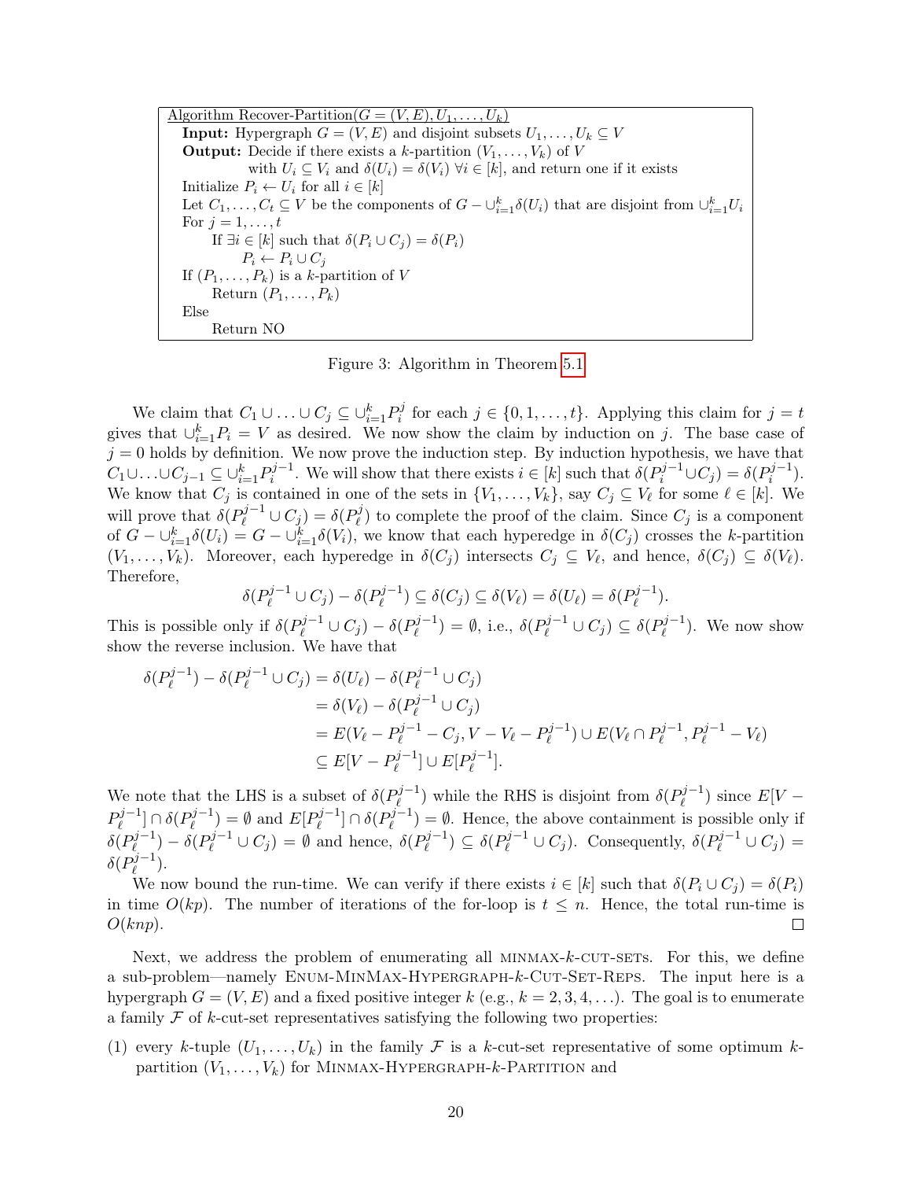```
Algorithm Recover-Partition(G = (V, E), U_1, ..., U_k)
  Input: Hypergraph G = (V, E) and disjoint subsets U_1, ..., U_k ⊆ V
  Output: Decide if there exists a k-partition (V_1, ..., V_k) of V
          with U_i ⊆ V_i and δ(U_i) = δ(V_i) ∀i ∈ [k], and return one if it exists
  Initialize P_i ← U_i for all i ∈ [k]
  Let C_1, ..., C_t ⊆ V be the components of G − ∪_{i=1}^k δ(U_i) that are disjoint from ∪_{i=1}^k U_i
  For j = 1, ..., t
      If ∃i ∈ [k] such that δ(P_i ∪ C_j) = δ(P_i)
          P_i ← P_i ∪ C_j
  If (P_1, ..., P_k) is a k-partition of V
      Return (P_1, ..., P_k)
  Else
      Return NO
```

Figure 3: Algorithm in Theorem 5.1

We claim that $C_1 \cup \ldots \cup C_j \subseteq \cup_{i=1}^k P_i^j$ for each $j \in \{0, 1, \ldots, t\}$. Applying this claim for $j = t$ gives that $\cup_{i=1}^k P_i = V$ as desired. We now show the claim by induction on $j$. The base case of $j = 0$ holds by definition. We now prove the induction step. By induction hypothesis, we have that $C_1 \cup \ldots \cup C_{j-1} \subseteq \cup_{i=1}^k P_i^{j-1}$. We will show that there exists $i \in [k]$ such that $\delta(P_i^{j-1} \cup C_j) = \delta(P_i^{j-1})$. We know that $C_j$ is contained in one of the sets in $\{V_1, \ldots, V_k\}$, say $C_j \subseteq V_\ell$ for some $\ell \in [k]$. We will prove that $\delta(P_\ell^{j-1} \cup C_j) = \delta(P_\ell^j)$ to complete the proof of the claim. Since $C_j$ is a component of $G - \cup_{i=1}^k \delta(U_i) = G - \cup_{i=1}^k \delta(V_i)$, we know that each hyperedge in $\delta(C_j)$ crosses the $k$-partition $(V_1, \ldots, V_k)$. Moreover, each hyperedge in $\delta(C_j)$ intersects $C_j \subseteq V_\ell$, and hence, $\delta(C_j) \subseteq \delta(V_\ell)$. Therefore,

$$\delta(P_\ell^{j-1} \cup C_j) - \delta(P_\ell^{j-1}) \subseteq \delta(C_j) \subseteq \delta(V_\ell) = \delta(U_\ell) = \delta(P_\ell^{j-1}).$$

This is possible only if $\delta(P_\ell^{j-1} \cup C_j) - \delta(P_\ell^{j-1}) = \emptyset$, i.e., $\delta(P_\ell^{j-1} \cup C_j) \subseteq \delta(P_\ell^{j-1})$. We now show show the reverse inclusion. We have that

$$\begin{aligned}
\delta(P_\ell^{j-1}) - \delta(P_\ell^{j-1} \cup C_j) &= \delta(U_\ell) - \delta(P_\ell^{j-1} \cup C_j) \\
&= \delta(V_\ell) - \delta(P_\ell^{j-1} \cup C_j) \\
&= E(V_\ell - P_\ell^{j-1} - C_j, V - V_\ell - P_\ell^{j-1}) \cup E(V_\ell \cap P_\ell^{j-1}, P_\ell^{j-1} - V_\ell) \\
&\subseteq E[V - P_\ell^{j-1}] \cup E[P_\ell^{j-1}].
\end{aligned}$$

We note that the LHS is a subset of $\delta(P_\ell^{j-1})$ while the RHS is disjoint from $\delta(P_\ell^{j-1})$ since $E[V - P_\ell^{j-1}] \cap \delta(P_\ell^{j-1}) = \emptyset$ and $E[P_\ell^{j-1}] \cap \delta(P_\ell^{j-1}) = \emptyset$. Hence, the above containment is possible only if $\delta(P_\ell^{j-1}) - \delta(P_\ell^{j-1} \cup C_j) = \emptyset$ and hence, $\delta(P_\ell^{j-1}) \subseteq \delta(P_\ell^{j-1} \cup C_j)$. Consequently, $\delta(P_\ell^{j-1} \cup C_j) = \delta(P_\ell^{j-1})$.

We now bound the run-time. We can verify if there exists $i \in [k]$ such that $\delta(P_i \cup C_j) = \delta(P_i)$ in time $O(kp)$. The number of iterations of the for-loop is $t \leq n$. Hence, the total run-time is $O(knp)$. □

Next, we address the problem of enumerating all MINMAX-$k$-CUT-SETs. For this, we define a sub-problem—namely ENUM-MINMAX-HYPERGRAPH-$k$-CUT-SET-REPS. The input here is a hypergraph $G = (V, E)$ and a fixed positive integer $k$ (e.g., $k = 2, 3, 4, \ldots$). The goal is to enumerate a family $\mathcal{F}$ of $k$-cut-set representatives satisfying the following two properties:

(1) every $k$-tuple $(U_1, \ldots, U_k)$ in the family $\mathcal{F}$ is a $k$-cut-set representative of some optimum $k$-partition $(V_1, \ldots, V_k)$ for MINMAX-HYPERGRAPH-$k$-PARTITION and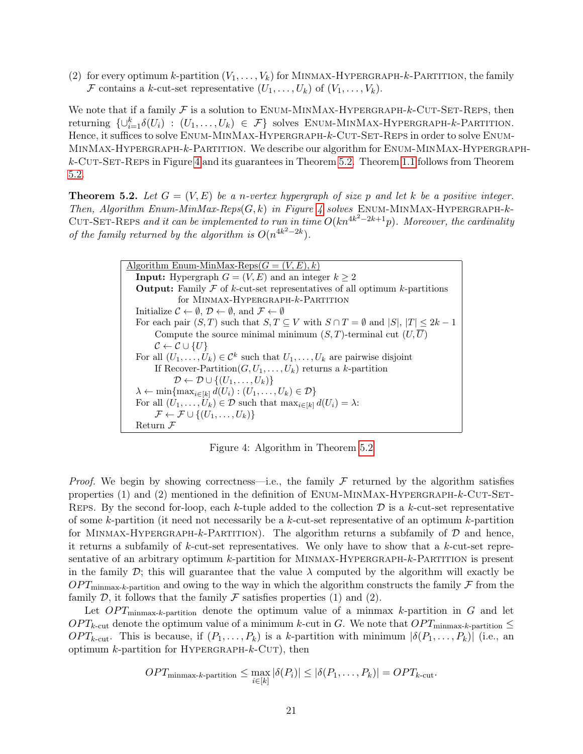(2) for every optimum $k$-partition $(V_1, \ldots, V_k)$ for MINMAX-HYPERGRAPH-$k$-PARTITION, the family $\mathcal{F}$ contains a $k$-cut-set representative $(U_1, \ldots, U_k)$ of $(V_1, \ldots, V_k)$.

We note that if a family $\mathcal{F}$ is a solution to ENUM-MINMAX-HYPERGRAPH-$k$-CUT-SET-REPS, then returning $\{\cup_{i=1}^k \delta(U_i) : (U_1, \ldots, U_k) \in \mathcal{F}\}$ solves ENUM-MINMAX-HYPERGRAPH-$k$-PARTITION. Hence, it suffices to solve ENUM-MINMAX-HYPERGRAPH-$k$-CUT-SET-REPS in order to solve ENUM-MINMAX-HYPERGRAPH-$k$-PARTITION. We describe our algorithm for ENUM-MINMAX-HYPERGRAPH-$k$-CUT-SET-REPS in Figure 4 and its guarantees in Theorem 5.2. Theorem 1.1 follows from Theorem 5.2.

**Theorem 5.2.** *Let $G = (V, E)$ be a $n$-vertex hypergraph of size $p$ and let $k$ be a positive integer. Then, Algorithm Enum-MinMax-Reps$(G, k)$ in Figure 4 solves* ENUM-MINMAX-HYPERGRAPH-$k$-CUT-SET-REPS *and it can be implemented to run in time $O(kn^{4k^2-2k+1}p)$. Moreover, the cardinality of the family returned by the algorithm is $O(n^{4k^2-2k})$.*

```
Algorithm Enum-MinMax-Reps(G = (V, E), k)
  Input: Hypergraph G = (V, E) and an integer k ≥ 2
  Output: Family F of k-cut-set representatives of all optimum k-partitions
          for MINMAX-HYPERGRAPH-k-PARTITION
  Initialize C ← ∅, D ← ∅, and F ← ∅
  For each pair (S, T) such that S, T ⊆ V with S ∩ T = ∅ and |S|, |T| ≤ 2k − 1
      Compute the source minimal minimum (S, T)-terminal cut (U, U̅)
      C ← C ∪ {U}
  For all (U_1, ..., U_k) ∈ C^k such that U_1, ..., U_k are pairwise disjoint
      If Recover-Partition(G, U_1, ..., U_k) returns a k-partition
          D ← D ∪ {(U_1, ..., U_k)}
  λ ← min{max_{i∈[k]} d(U_i) : (U_1, ..., U_k) ∈ D}
  For all (U_1, ..., U_k) ∈ D such that max_{i∈[k]} d(U_i) = λ:
      F ← F ∪ {(U_1, ..., U_k)}
  Return F
```

Figure 4: Algorithm in Theorem 5.2

*Proof.* We begin by showing correctness—i.e., the family $\mathcal{F}$ returned by the algorithm satisfies properties (1) and (2) mentioned in the definition of ENUM-MINMAX-HYPERGRAPH-$k$-CUT-SET-REPS. By the second for-loop, each $k$-tuple added to the collection $\mathcal{D}$ is a $k$-cut-set representative of some $k$-partition (it need not necessarily be a $k$-cut-set representative of an optimum $k$-partition for MINMAX-HYPERGRAPH-$k$-PARTITION). The algorithm returns a subfamily of $\mathcal{D}$ and hence, it returns a subfamily of $k$-cut-set representatives. We only have to show that a $k$-cut-set representative of an arbitrary optimum $k$-partition for MINMAX-HYPERGRAPH-$k$-PARTITION is present in the family $\mathcal{D}$; this will guarantee that the value $\lambda$ computed by the algorithm will exactly be $OPT_{\text{minmax-}k\text{-partition}}$ and owing to the way in which the algorithm constructs the family $\mathcal{F}$ from the family $\mathcal{D}$, it follows that the family $\mathcal{F}$ satisfies properties (1) and (2).

Let $OPT_{\text{minmax-}k\text{-partition}}$ denote the optimum value of a minmax $k$-partition in $G$ and let $OPT_{k\text{-cut}}$ denote the optimum value of a minimum $k$-cut in $G$. We note that $OPT_{\text{minmax-}k\text{-partition}} \leq OPT_{k\text{-cut}}$. This is because, if $(P_1, \ldots, P_k)$ is a $k$-partition with minimum $|\delta(P_1, \ldots, P_k)|$ (i.e., an optimum $k$-partition for HYPERGRAPH-$k$-CUT), then

$$OPT_{\text{minmax-}k\text{-partition}} \leq \max_{i \in [k]} |\delta(P_i)| \leq |\delta(P_1, \ldots, P_k)| = OPT_{k\text{-cut}}.$$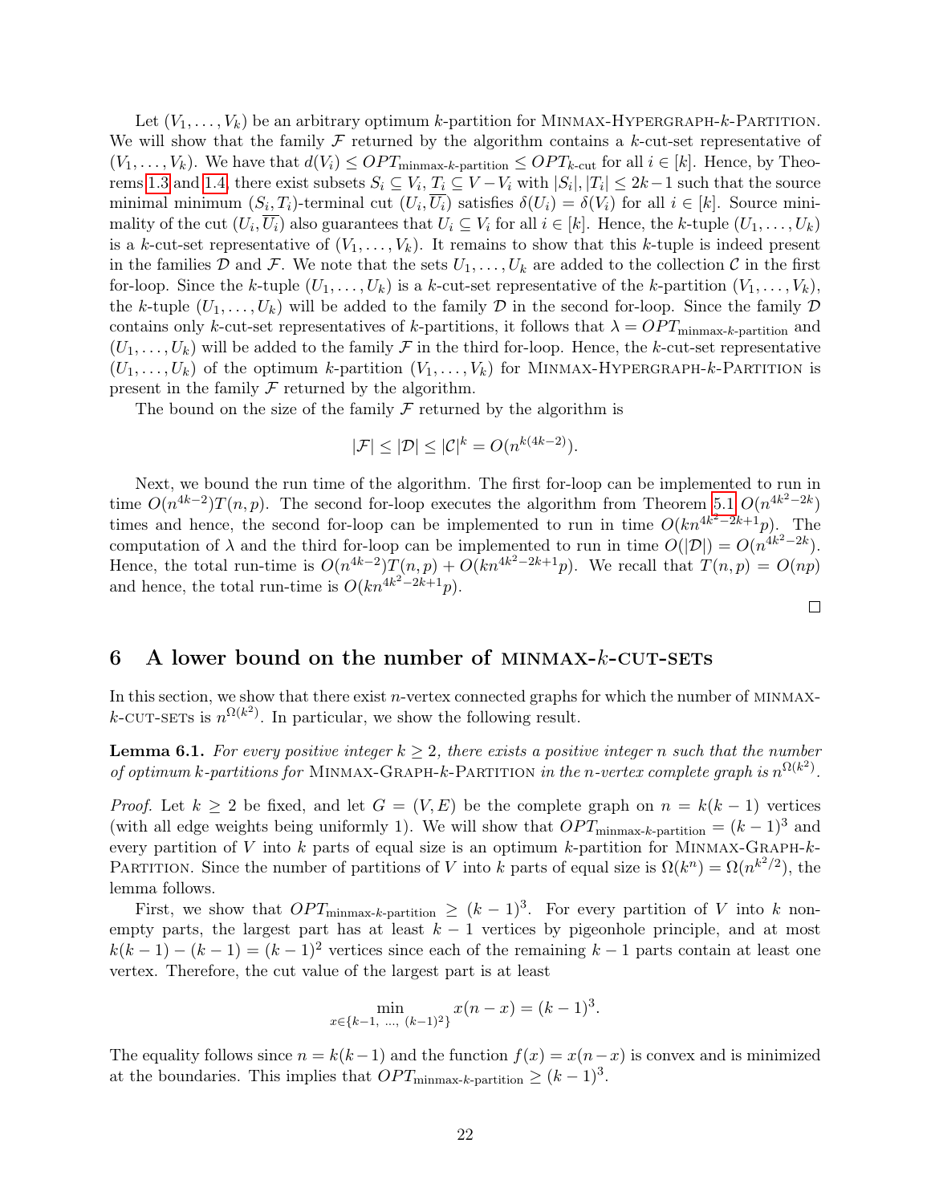Let $(V_1, \ldots, V_k)$ be an arbitrary optimum $k$-partition for MINMAX-HYPERGRAPH-$k$-PARTITION. We will show that the family $\mathcal{F}$ returned by the algorithm contains a $k$-cut-set representative of $(V_1, \ldots, V_k)$. We have that $d(V_i) \leq OPT_{\text{minmax-}k\text{-partition}} \leq OPT_{k\text{-cut}}$ for all $i \in [k]$. Hence, by Theorems 1.3 and 1.4, there exist subsets $S_i \subseteq V_i$, $T_i \subseteq V - V_i$ with $|S_i|, |T_i| \leq 2k-1$ such that the source minimal minimum $(S_i, T_i)$-terminal cut $(U_i, \overline{U_i})$ satisfies $\delta(U_i) = \delta(V_i)$ for all $i \in [k]$. Source minimality of the cut $(U_i, \overline{U_i})$ also guarantees that $U_i \subseteq V_i$ for all $i \in [k]$. Hence, the $k$-tuple $(U_1, \ldots, U_k)$ is a $k$-cut-set representative of $(V_1, \ldots, V_k)$. It remains to show that this $k$-tuple is indeed present in the families $\mathcal{D}$ and $\mathcal{F}$. We note that the sets $U_1, \ldots, U_k$ are added to the collection $\mathcal{C}$ in the first for-loop. Since the $k$-tuple $(U_1, \ldots, U_k)$ is a $k$-cut-set representative of the $k$-partition $(V_1, \ldots, V_k)$, the $k$-tuple $(U_1, \ldots, U_k)$ will be added to the family $\mathcal{D}$ in the second for-loop. Since the family $\mathcal{D}$ contains only $k$-cut-set representatives of $k$-partitions, it follows that $\lambda = OPT_{\text{minmax-}k\text{-partition}}$ and $(U_1, \ldots, U_k)$ will be added to the family $\mathcal{F}$ in the third for-loop. Hence, the $k$-cut-set representative $(U_1, \ldots, U_k)$ of the optimum $k$-partition $(V_1, \ldots, V_k)$ for MINMAX-HYPERGRAPH-$k$-PARTITION is present in the family $\mathcal{F}$ returned by the algorithm.

The bound on the size of the family $\mathcal{F}$ returned by the algorithm is

$$|\mathcal{F}| \leq |\mathcal{D}| \leq |\mathcal{C}|^k = O(n^{k(4k-2)}).$$

Next, we bound the run time of the algorithm. The first for-loop can be implemented to run in time $O(n^{4k-2})T(n,p)$. The second for-loop executes the algorithm from Theorem 5.1 $O(n^{4k^2-2k})$ times and hence, the second for-loop can be implemented to run in time $O(kn^{4k^2-2k+1}p)$. The computation of $\lambda$ and the third for-loop can be implemented to run in time $O(|\mathcal{D}|) = O(n^{4k^2-2k})$. Hence, the total run-time is $O(n^{4k-2})T(n,p) + O(kn^{4k^2-2k+1}p)$. We recall that $T(n,p) = O(np)$ and hence, the total run-time is $O(kn^{4k^2-2k+1}p)$.

□

## 6 A lower bound on the number of MINMAX-$k$-CUT-SETS

In this section, we show that there exist $n$-vertex connected graphs for which the number of MINMAX-$k$-CUT-SETs is $n^{\Omega(k^2)}$. In particular, we show the following result.

**Lemma 6.1.** *For every positive integer $k \geq 2$, there exists a positive integer $n$ such that the number of optimum $k$-partitions for* MINMAX-GRAPH-$k$-PARTITION *in the $n$-vertex complete graph is $n^{\Omega(k^2)}$.*

*Proof.* Let $k \geq 2$ be fixed, and let $G = (V, E)$ be the complete graph on $n = k(k-1)$ vertices (with all edge weights being uniformly 1). We will show that $OPT_{\text{minmax-}k\text{-partition}} = (k-1)^3$ and every partition of $V$ into $k$ parts of equal size is an optimum $k$-partition for MINMAX-GRAPH-$k$-PARTITION. Since the number of partitions of $V$ into $k$ parts of equal size is $\Omega(k^n) = \Omega(n^{k^2/2})$, the lemma follows.

First, we show that $OPT_{\text{minmax-}k\text{-partition}} \geq (k-1)^3$. For every partition of $V$ into $k$ non-empty parts, the largest part has at least $k-1$ vertices by pigeonhole principle, and at most $k(k-1) - (k-1) = (k-1)^2$ vertices since each of the remaining $k-1$ parts contain at least one vertex. Therefore, the cut value of the largest part is at least

$$\min_{x \in \{k-1, \ldots, (k-1)^2\}} x(n-x) = (k-1)^3.$$

The equality follows since $n = k(k-1)$ and the function $f(x) = x(n-x)$ is convex and is minimized at the boundaries. This implies that $OPT_{\text{minmax-}k\text{-partition}} \geq (k-1)^3$.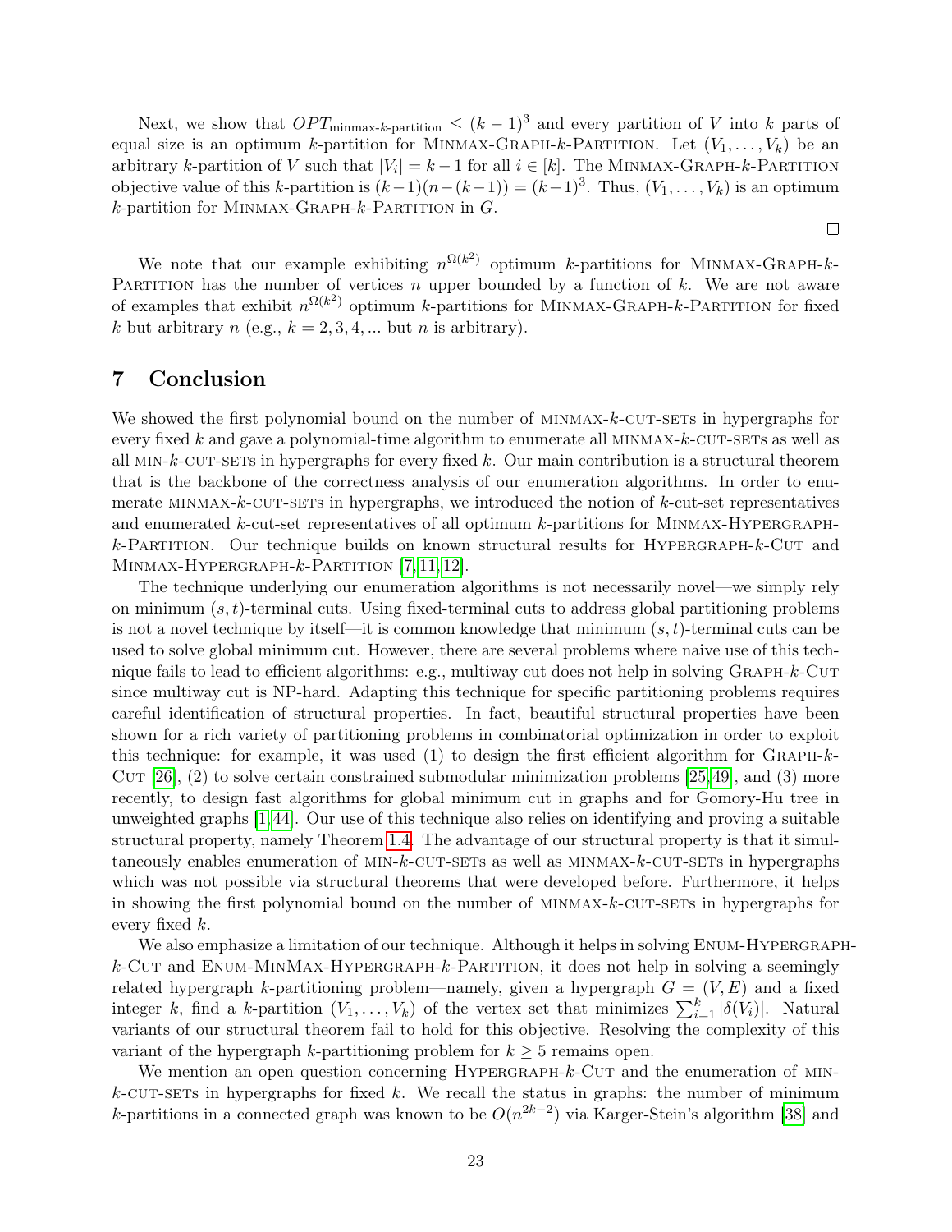Next, we show that $OPT_{\text{minmax-}k\text{-partition}} \leq (k-1)^3$ and every partition of $V$ into $k$ parts of equal size is an optimum $k$-partition for MINMAX-GRAPH-$k$-PARTITION. Let $(V_1, \ldots, V_k)$ be an arbitrary $k$-partition of $V$ such that $|V_i| = k-1$ for all $i \in [k]$. The MINMAX-GRAPH-$k$-PARTITION objective value of this $k$-partition is $(k-1)(n-(k-1)) = (k-1)^3$. Thus, $(V_1, \ldots, V_k)$ is an optimum $k$-partition for MINMAX-GRAPH-$k$-PARTITION in $G$.

□

We note that our example exhibiting $n^{\Omega(k^2)}$ optimum $k$-partitions for MINMAX-GRAPH-$k$-PARTITION has the number of vertices $n$ upper bounded by a function of $k$. We are not aware of examples that exhibit $n^{\Omega(k^2)}$ optimum $k$-partitions for MINMAX-GRAPH-$k$-PARTITION for fixed $k$ but arbitrary $n$ (e.g., $k = 2, 3, 4, \ldots$ but $n$ is arbitrary).

# 7 Conclusion

We showed the first polynomial bound on the number of MINMAX-$k$-CUT-SETs in hypergraphs for every fixed $k$ and gave a polynomial-time algorithm to enumerate all MINMAX-$k$-CUT-SETs as well as all MIN-$k$-CUT-SETs in hypergraphs for every fixed $k$. Our main contribution is a structural theorem that is the backbone of the correctness analysis of our enumeration algorithms. In order to enumerate MINMAX-$k$-CUT-SETs in hypergraphs, we introduced the notion of $k$-cut-set representatives and enumerated $k$-cut-set representatives of all optimum $k$-partitions for MINMAX-HYPERGRAPH-$k$-PARTITION. Our technique builds on known structural results for HYPERGRAPH-$k$-CUT and MINMAX-HYPERGRAPH-$k$-PARTITION [7, 11, 12].

The technique underlying our enumeration algorithms is not necessarily novel—we simply rely on minimum $(s,t)$-terminal cuts. Using fixed-terminal cuts to address global partitioning problems is not a novel technique by itself—it is common knowledge that minimum $(s,t)$-terminal cuts can be used to solve global minimum cut. However, there are several problems where naive use of this technique fails to lead to efficient algorithms: e.g., multiway cut does not help in solving GRAPH-$k$-CUT since multiway cut is NP-hard. Adapting this technique for specific partitioning problems requires careful identification of structural properties. In fact, beautiful structural properties have been shown for a rich variety of partitioning problems in combinatorial optimization in order to exploit this technique: for example, it was used (1) to design the first efficient algorithm for GRAPH-$k$-CUT [26], (2) to solve certain constrained submodular minimization problems [25, 49], and (3) more recently, to design fast algorithms for global minimum cut in graphs and for Gomory-Hu tree in unweighted graphs [1, 44]. Our use of this technique also relies on identifying and proving a suitable structural property, namely Theorem 1.4. The advantage of our structural property is that it simultaneously enables enumeration of MIN-$k$-CUT-SETs as well as MINMAX-$k$-CUT-SETs in hypergraphs which was not possible via structural theorems that were developed before. Furthermore, it helps in showing the first polynomial bound on the number of MINMAX-$k$-CUT-SETs in hypergraphs for every fixed $k$.

We also emphasize a limitation of our technique. Although it helps in solving ENUM-HYPERGRAPH-$k$-CUT and ENUM-MINMAX-HYPERGRAPH-$k$-PARTITION, it does not help in solving a seemingly related hypergraph $k$-partitioning problem—namely, given a hypergraph $G = (V, E)$ and a fixed integer $k$, find a $k$-partition $(V_1, \ldots, V_k)$ of the vertex set that minimizes $\sum_{i=1}^{k} |\delta(V_i)|$. Natural variants of our structural theorem fail to hold for this objective. Resolving the complexity of this variant of the hypergraph $k$-partitioning problem for $k \geq 5$ remains open.

We mention an open question concerning HYPERGRAPH-$k$-CUT and the enumeration of MIN-$k$-CUT-SETs in hypergraphs for fixed $k$. We recall the status in graphs: the number of minimum $k$-partitions in a connected graph was known to be $O(n^{2k-2})$ via Karger-Stein's algorithm [38] and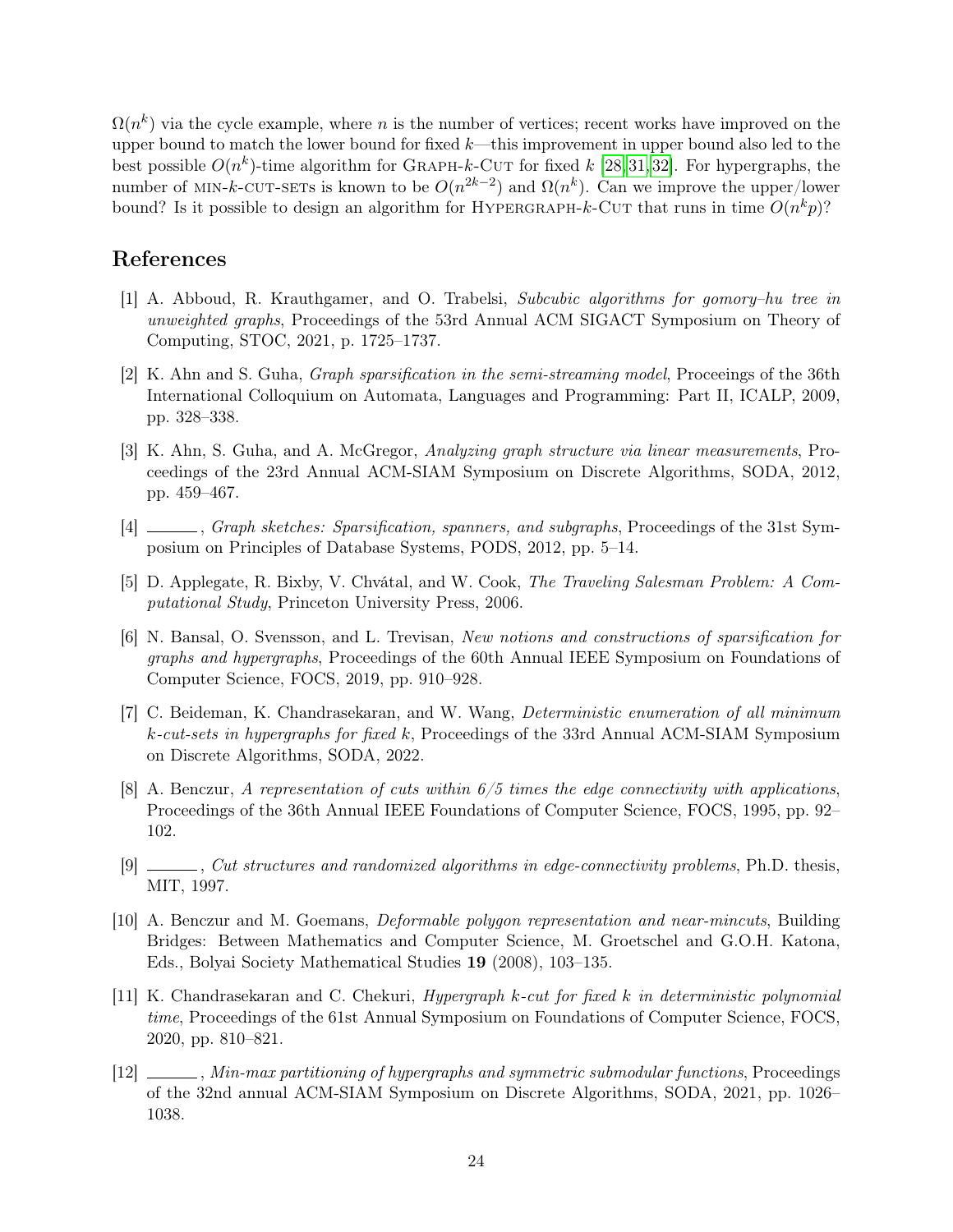$\Omega(n^k)$ via the cycle example, where $n$ is the number of vertices; recent works have improved on the upper bound to match the lower bound for fixed $k$—this improvement in upper bound also led to the best possible $O(n^k)$-time algorithm for GRAPH-$k$-CUT for fixed $k$ [28, 31, 32]. For hypergraphs, the number of MIN-$k$-CUT-SETs is known to be $O(n^{2k-2})$ and $\Omega(n^k)$. Can we improve the upper/lower bound? Is it possible to design an algorithm for HYPERGRAPH-$k$-CUT that runs in time $O(n^k p)$?

## References

[1] A. Abboud, R. Krauthgamer, and O. Trabelsi, *Subcubic algorithms for gomory–hu tree in unweighted graphs*, Proceedings of the 53rd Annual ACM SIGACT Symposium on Theory of Computing, STOC, 2021, p. 1725–1737.

[2] K. Ahn and S. Guha, *Graph sparsification in the semi-streaming model*, Proceeings of the 36th International Colloquium on Automata, Languages and Programming: Part II, ICALP, 2009, pp. 328–338.

[3] K. Ahn, S. Guha, and A. McGregor, *Analyzing graph structure via linear measurements*, Proceedings of the 23rd Annual ACM-SIAM Symposium on Discrete Algorithms, SODA, 2012, pp. 459–467.

[4] ______, *Graph sketches: Sparsification, spanners, and subgraphs*, Proceedings of the 31st Symposium on Principles of Database Systems, PODS, 2012, pp. 5–14.

[5] D. Applegate, R. Bixby, V. Chvátal, and W. Cook, *The Traveling Salesman Problem: A Computational Study*, Princeton University Press, 2006.

[6] N. Bansal, O. Svensson, and L. Trevisan, *New notions and constructions of sparsification for graphs and hypergraphs*, Proceedings of the 60th Annual IEEE Symposium on Foundations of Computer Science, FOCS, 2019, pp. 910–928.

[7] C. Beideman, K. Chandrasekaran, and W. Wang, *Deterministic enumeration of all minimum k-cut-sets in hypergraphs for fixed k*, Proceedings of the 33rd Annual ACM-SIAM Symposium on Discrete Algorithms, SODA, 2022.

[8] A. Benczur, *A representation of cuts within 6/5 times the edge connectivity with applications*, Proceedings of the 36th Annual IEEE Foundations of Computer Science, FOCS, 1995, pp. 92–102.

[9] ______, *Cut structures and randomized algorithms in edge-connectivity problems*, Ph.D. thesis, MIT, 1997.

[10] A. Benczur and M. Goemans, *Deformable polygon representation and near-mincuts*, Building Bridges: Between Mathematics and Computer Science, M. Groetschel and G.O.H. Katona, Eds., Bolyai Society Mathematical Studies **19** (2008), 103–135.

[11] K. Chandrasekaran and C. Chekuri, *Hypergraph k-cut for fixed k in deterministic polynomial time*, Proceedings of the 61st Annual Symposium on Foundations of Computer Science, FOCS, 2020, pp. 810–821.

[12] ______, *Min-max partitioning of hypergraphs and symmetric submodular functions*, Proceedings of the 32nd annual ACM-SIAM Symposium on Discrete Algorithms, SODA, 2021, pp. 1026–1038.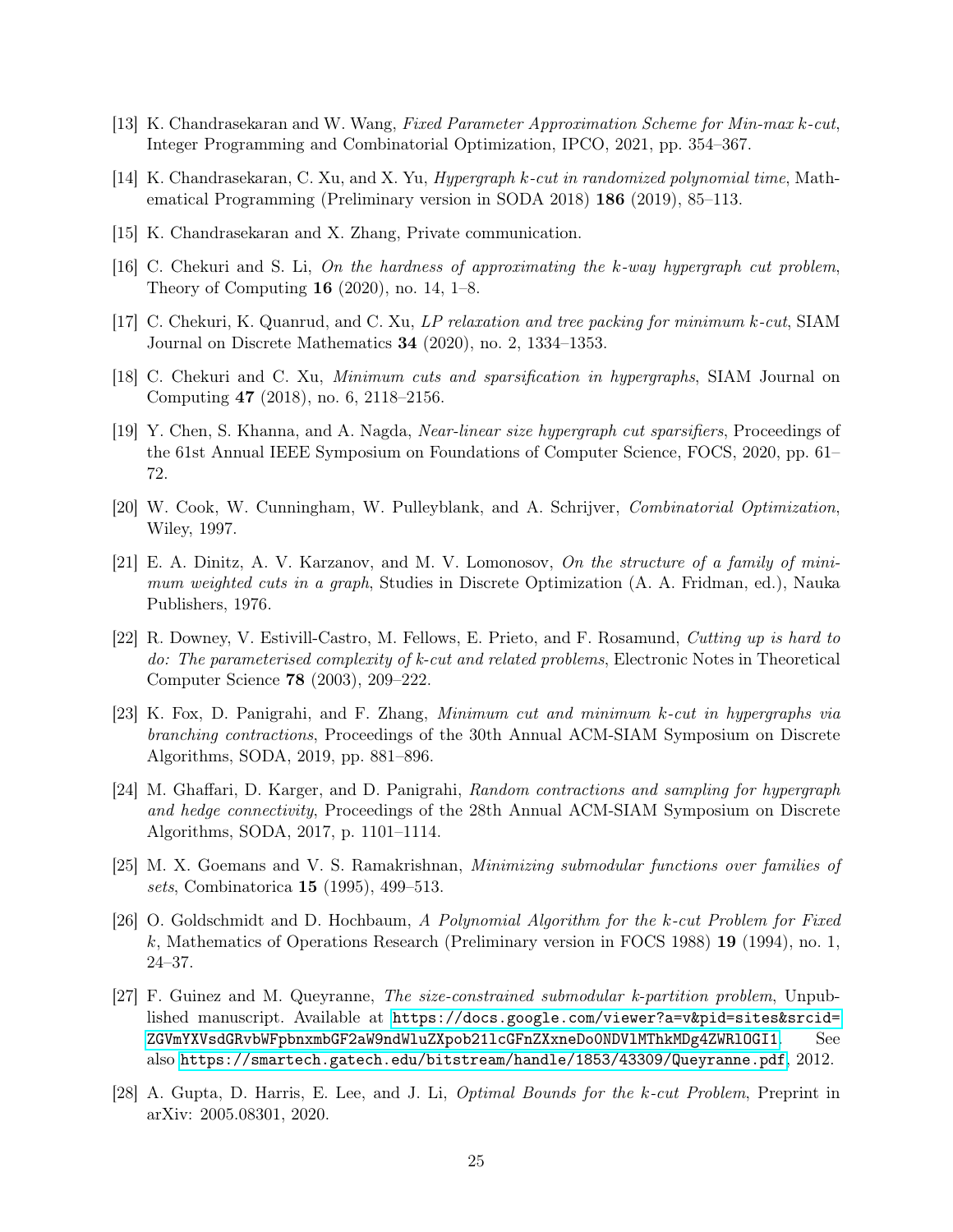[13] K. Chandrasekaran and W. Wang, *Fixed Parameter Approximation Scheme for Min-max $k$-cut*, Integer Programming and Combinatorial Optimization, IPCO, 2021, pp. 354–367.

[14] K. Chandrasekaran, C. Xu, and X. Yu, *Hypergraph $k$-cut in randomized polynomial time*, Mathematical Programming (Preliminary version in SODA 2018) **186** (2019), 85–113.

[15] K. Chandrasekaran and X. Zhang, Private communication.

[16] C. Chekuri and S. Li, *On the hardness of approximating the $k$-way hypergraph cut problem*, Theory of Computing **16** (2020), no. 14, 1–8.

[17] C. Chekuri, K. Quanrud, and C. Xu, *LP relaxation and tree packing for minimum $k$-cut*, SIAM Journal on Discrete Mathematics **34** (2020), no. 2, 1334–1353.

[18] C. Chekuri and C. Xu, *Minimum cuts and sparsification in hypergraphs*, SIAM Journal on Computing **47** (2018), no. 6, 2118–2156.

[19] Y. Chen, S. Khanna, and A. Nagda, *Near-linear size hypergraph cut sparsifiers*, Proceedings of the 61st Annual IEEE Symposium on Foundations of Computer Science, FOCS, 2020, pp. 61–72.

[20] W. Cook, W. Cunningham, W. Pulleyblank, and A. Schrijver, *Combinatorial Optimization*, Wiley, 1997.

[21] E. A. Dinitz, A. V. Karzanov, and M. V. Lomonosov, *On the structure of a family of minimum weighted cuts in a graph*, Studies in Discrete Optimization (A. A. Fridman, ed.), Nauka Publishers, 1976.

[22] R. Downey, V. Estivill-Castro, M. Fellows, E. Prieto, and F. Rosamund, *Cutting up is hard to do: The parameterised complexity of $k$-cut and related problems*, Electronic Notes in Theoretical Computer Science **78** (2003), 209–222.

[23] K. Fox, D. Panigrahi, and F. Zhang, *Minimum cut and minimum $k$-cut in hypergraphs via branching contractions*, Proceedings of the 30th Annual ACM-SIAM Symposium on Discrete Algorithms, SODA, 2019, pp. 881–896.

[24] M. Ghaffari, D. Karger, and D. Panigrahi, *Random contractions and sampling for hypergraph and hedge connectivity*, Proceedings of the 28th Annual ACM-SIAM Symposium on Discrete Algorithms, SODA, 2017, p. 1101–1114.

[25] M. X. Goemans and V. S. Ramakrishnan, *Minimizing submodular functions over families of sets*, Combinatorica **15** (1995), 499–513.

[26] O. Goldschmidt and D. Hochbaum, *A Polynomial Algorithm for the $k$-cut Problem for Fixed $k$*, Mathematics of Operations Research (Preliminary version in FOCS 1988) **19** (1994), no. 1, 24–37.

[27] F. Guinez and M. Queyranne, *The size-constrained submodular $k$-partition problem*, Unpublished manuscript. Available at https://docs.google.com/viewer?a=v&pid=sites&srcid=ZGVmYXVsdGRvbWFpbnxmbGF2aW9ndWluZXpob21lcGFnZXxneDo0NDVlMThkMDg4ZWRlOGI1. See also https://smartech.gatech.edu/bitstream/handle/1853/43309/Queyranne.pdf, 2012.

[28] A. Gupta, D. Harris, E. Lee, and J. Li, *Optimal Bounds for the $k$-cut Problem*, Preprint in arXiv: 2005.08301, 2020.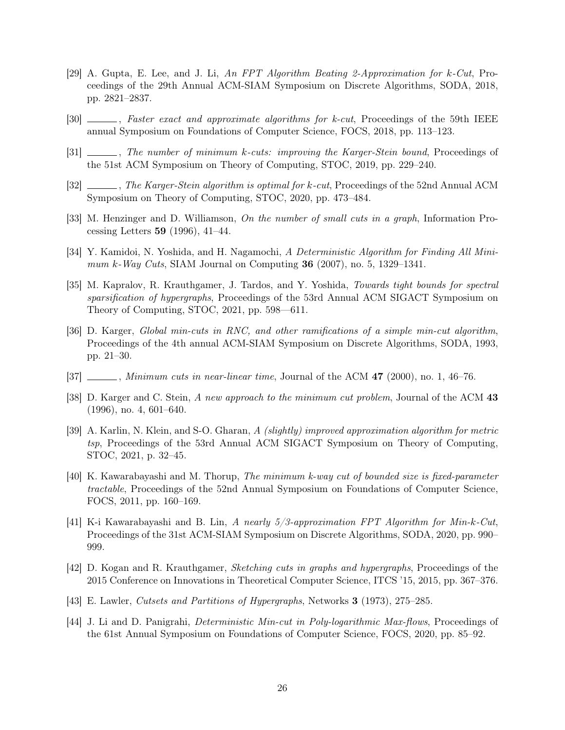[29] A. Gupta, E. Lee, and J. Li, *An FPT Algorithm Beating 2-Approximation for k-Cut*, Proceedings of the 29th Annual ACM-SIAM Symposium on Discrete Algorithms, SODA, 2018, pp. 2821–2837.

[30] ______, *Faster exact and approximate algorithms for k-cut*, Proceedings of the 59th IEEE annual Symposium on Foundations of Computer Science, FOCS, 2018, pp. 113–123.

[31] ______, *The number of minimum k-cuts: improving the Karger-Stein bound*, Proceedings of the 51st ACM Symposium on Theory of Computing, STOC, 2019, pp. 229–240.

[32] ______, *The Karger-Stein algorithm is optimal for k-cut*, Proceedings of the 52nd Annual ACM Symposium on Theory of Computing, STOC, 2020, pp. 473–484.

[33] M. Henzinger and D. Williamson, *On the number of small cuts in a graph*, Information Processing Letters **59** (1996), 41–44.

[34] Y. Kamidoi, N. Yoshida, and H. Nagamochi, *A Deterministic Algorithm for Finding All Minimum k-Way Cuts*, SIAM Journal on Computing **36** (2007), no. 5, 1329–1341.

[35] M. Kapralov, R. Krauthgamer, J. Tardos, and Y. Yoshida, *Towards tight bounds for spectral sparsification of hypergraphs*, Proceedings of the 53rd Annual ACM SIGACT Symposium on Theory of Computing, STOC, 2021, pp. 598—611.

[36] D. Karger, *Global min-cuts in RNC, and other ramifications of a simple min-cut algorithm*, Proceedings of the 4th annual ACM-SIAM Symposium on Discrete Algorithms, SODA, 1993, pp. 21–30.

[37] ______, *Minimum cuts in near-linear time*, Journal of the ACM **47** (2000), no. 1, 46–76.

[38] D. Karger and C. Stein, *A new approach to the minimum cut problem*, Journal of the ACM **43** (1996), no. 4, 601–640.

[39] A. Karlin, N. Klein, and S-O. Gharan, *A (slightly) improved approximation algorithm for metric tsp*, Proceedings of the 53rd Annual ACM SIGACT Symposium on Theory of Computing, STOC, 2021, p. 32–45.

[40] K. Kawarabayashi and M. Thorup, *The minimum k-way cut of bounded size is fixed-parameter tractable*, Proceedings of the 52nd Annual Symposium on Foundations of Computer Science, FOCS, 2011, pp. 160–169.

[41] K-i Kawarabayashi and B. Lin, *A nearly 5/3-approximation FPT Algorithm for Min-k-Cut*, Proceedings of the 31st ACM-SIAM Symposium on Discrete Algorithms, SODA, 2020, pp. 990–999.

[42] D. Kogan and R. Krauthgamer, *Sketching cuts in graphs and hypergraphs*, Proceedings of the 2015 Conference on Innovations in Theoretical Computer Science, ITCS '15, 2015, pp. 367–376.

[43] E. Lawler, *Cutsets and Partitions of Hypergraphs*, Networks **3** (1973), 275–285.

[44] J. Li and D. Panigrahi, *Deterministic Min-cut in Poly-logarithmic Max-flows*, Proceedings of the 61st Annual Symposium on Foundations of Computer Science, FOCS, 2020, pp. 85–92.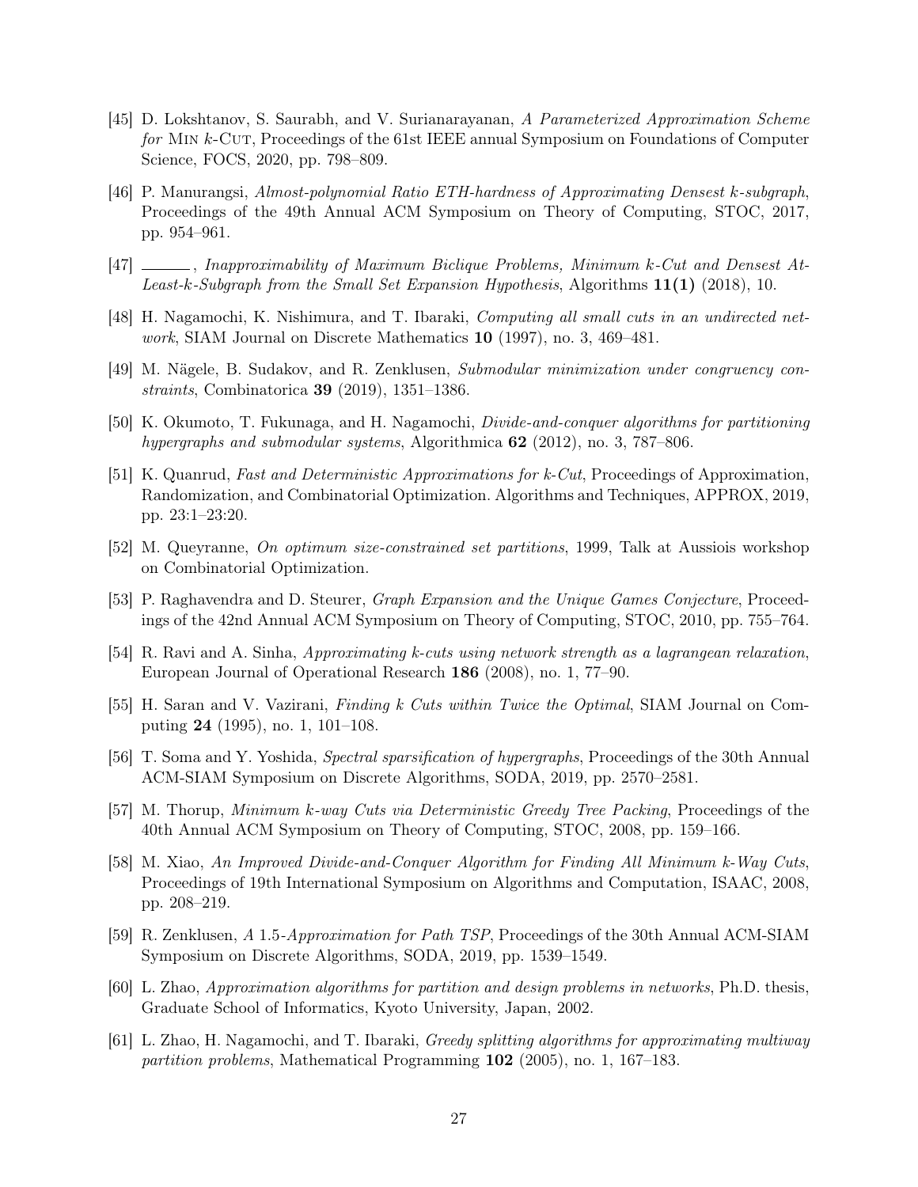[45] D. Lokshtanov, S. Saurabh, and V. Surianarayanan, *A Parameterized Approximation Scheme for* Min *k*-Cut, Proceedings of the 61st IEEE annual Symposium on Foundations of Computer Science, FOCS, 2020, pp. 798–809.

[46] P. Manurangsi, *Almost-polynomial Ratio ETH-hardness of Approximating Densest k-subgraph*, Proceedings of the 49th Annual ACM Symposium on Theory of Computing, STOC, 2017, pp. 954–961.

[47] ______, *Inapproximability of Maximum Biclique Problems, Minimum k-Cut and Densest At-Least-k-Subgraph from the Small Set Expansion Hypothesis*, Algorithms **11(1)** (2018), 10.

[48] H. Nagamochi, K. Nishimura, and T. Ibaraki, *Computing all small cuts in an undirected network*, SIAM Journal on Discrete Mathematics **10** (1997), no. 3, 469–481.

[49] M. Nägele, B. Sudakov, and R. Zenklusen, *Submodular minimization under congruency constraints*, Combinatorica **39** (2019), 1351–1386.

[50] K. Okumoto, T. Fukunaga, and H. Nagamochi, *Divide-and-conquer algorithms for partitioning hypergraphs and submodular systems*, Algorithmica **62** (2012), no. 3, 787–806.

[51] K. Quanrud, *Fast and Deterministic Approximations for k-Cut*, Proceedings of Approximation, Randomization, and Combinatorial Optimization. Algorithms and Techniques, APPROX, 2019, pp. 23:1–23:20.

[52] M. Queyranne, *On optimum size-constrained set partitions*, 1999, Talk at Aussiois workshop on Combinatorial Optimization.

[53] P. Raghavendra and D. Steurer, *Graph Expansion and the Unique Games Conjecture*, Proceedings of the 42nd Annual ACM Symposium on Theory of Computing, STOC, 2010, pp. 755–764.

[54] R. Ravi and A. Sinha, *Approximating k-cuts using network strength as a lagrangean relaxation*, European Journal of Operational Research **186** (2008), no. 1, 77–90.

[55] H. Saran and V. Vazirani, *Finding k Cuts within Twice the Optimal*, SIAM Journal on Computing **24** (1995), no. 1, 101–108.

[56] T. Soma and Y. Yoshida, *Spectral sparsification of hypergraphs*, Proceedings of the 30th Annual ACM-SIAM Symposium on Discrete Algorithms, SODA, 2019, pp. 2570–2581.

[57] M. Thorup, *Minimum k-way Cuts via Deterministic Greedy Tree Packing*, Proceedings of the 40th Annual ACM Symposium on Theory of Computing, STOC, 2008, pp. 159–166.

[58] M. Xiao, *An Improved Divide-and-Conquer Algorithm for Finding All Minimum k-Way Cuts*, Proceedings of 19th International Symposium on Algorithms and Computation, ISAAC, 2008, pp. 208–219.

[59] R. Zenklusen, *A 1.5-Approximation for Path TSP*, Proceedings of the 30th Annual ACM-SIAM Symposium on Discrete Algorithms, SODA, 2019, pp. 1539–1549.

[60] L. Zhao, *Approximation algorithms for partition and design problems in networks*, Ph.D. thesis, Graduate School of Informatics, Kyoto University, Japan, 2002.

[61] L. Zhao, H. Nagamochi, and T. Ibaraki, *Greedy splitting algorithms for approximating multiway partition problems*, Mathematical Programming **102** (2005), no. 1, 167–183.